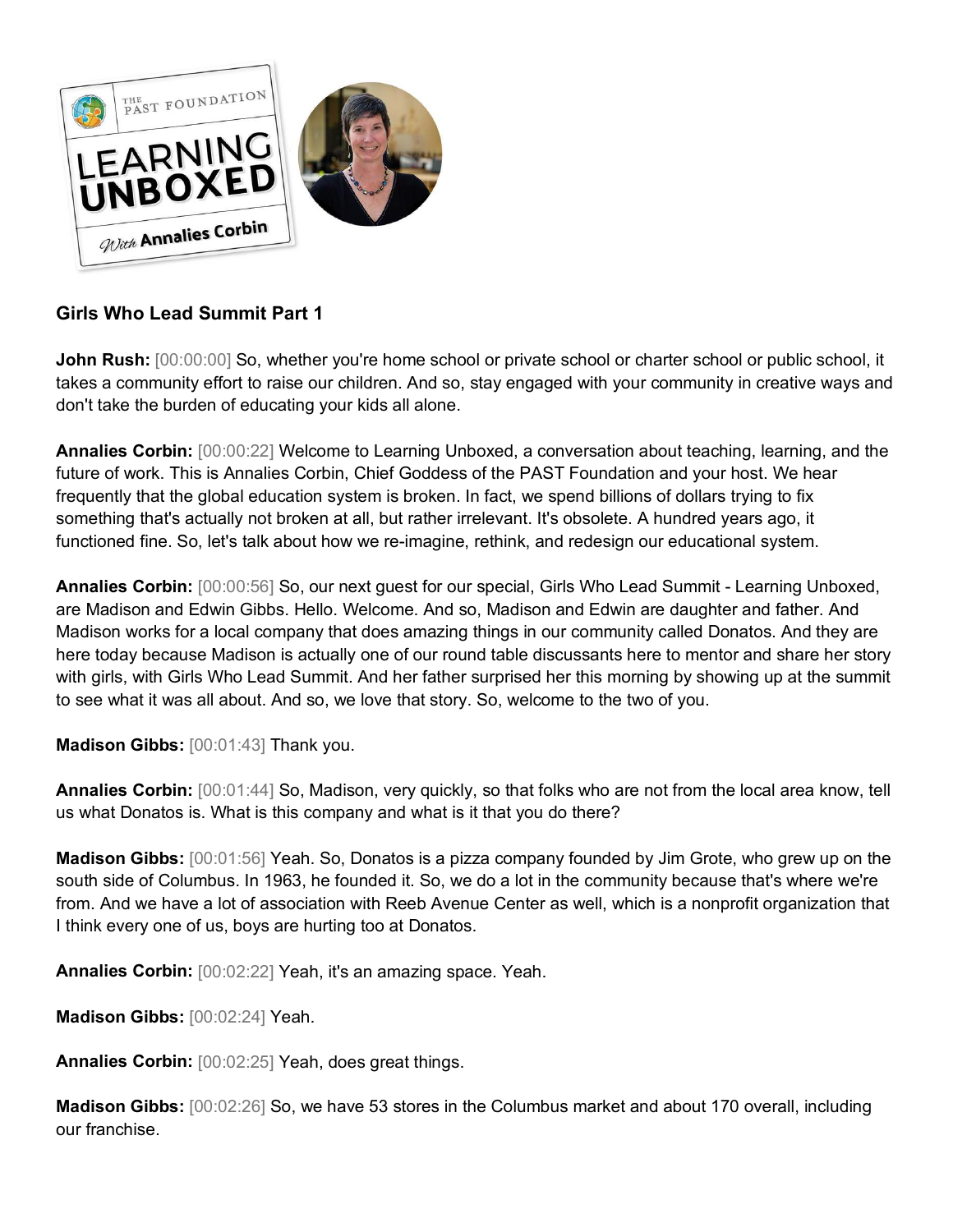## Girls Who Lead Summit Part 1

**John Rush:** [00:00:00] So, whether you're home school or private school or charter school or public school, it takes a community effort to raise our children. And so, stay engaged with your community in creative ways and don't take the burden of educating your kids all alone.

**Annalies Corbin:** [00:00:22] Welcome to Learning Unboxed, a conversation about teaching, learning, and the future of work. This is Annalies Corbin, Chief Goddess of the PAST Foundation and your host. We hear frequently that the global education system is broken. In fact, we spend billions of dollars trying to fix something that's actually not broken at all, but rather irrelevant. It's obsolete. A hundred years ago, it functioned fine. So, let's talk about how we re-imagine, rethink, and redesign our educational system.

**Annalies Corbin:** [00:00:56] So, our next guest for our special, Girls Who Lead Summit - Learning Unboxed, are Madison and Edwin Gibbs. Hello. Welcome. And so, Madison and Edwin are daughter and father. And Madison works for a local company that does amazing things in our community called Donatos. And they are here today because Madison is actually one of our round table discussants here to mentor and share her story with girls, with Girls Who Lead Summit. And her father surprised her this morning by showing up at the summit to see what it was all about. And so, we love that story. So, welcome to the two of you.

**Madison Gibbs:** [00:01:43] Thank you.

**Annalies Corbin:** [00:01:44] So, Madison, very quickly, so that folks who are not from the local area know, tell us what Donatos is. What is this company and what is it that you do there?

**Madison Gibbs:** [00:01:56] Yeah. So, Donatos is a pizza company founded by Jim Grote, who grew up on the south side of Columbus. In 1963, he founded it. So, we do a lot in the community because that's where we're from. And we have a lot of association with Reeb Avenue Center as well, which is a nonprofit organization that I think every one of us, boys are hurting too at Donatos.

**Annalies Corbin:** [00:02:22] Yeah, it's an amazing space. Yeah.

**Madison Gibbs:** [00:02:24] Yeah.

**Annalies Corbin:** [00:02:25] Yeah, does great things.

**Madison Gibbs:** [00:02:26] So, we have 53 stores in the Columbus market and about 170 overall, including our franchise.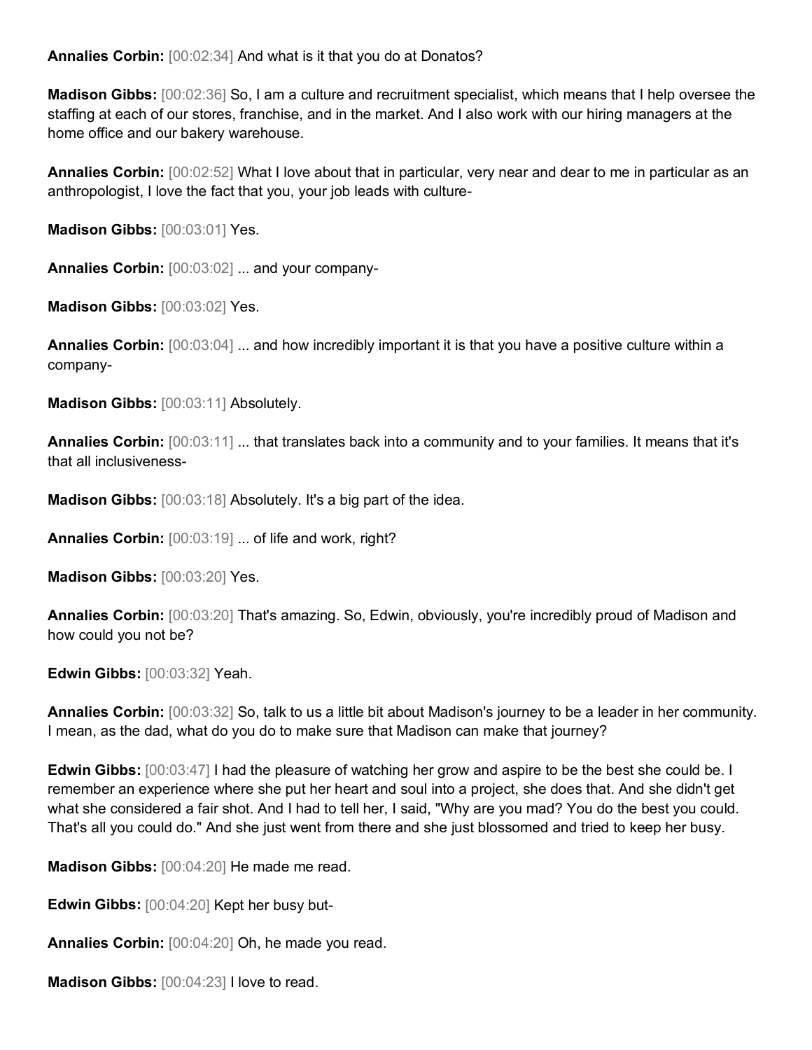**Annalies Corbin:** [00:02:34] And what is it that you do at Donatos?

**Madison Gibbs:** [00:02:36] So, I am a culture and recruitment specialist, which means that I help oversee the staffing at each of our stores, franchise, and in the market. And I also work with our hiring managers at the home office and our bakery warehouse.

**Annalies Corbin:** [00:02:52] What I love about that in particular, very near and dear to me in particular as an anthropologist, I love the fact that you, your job leads with culture-

**Madison Gibbs:** [00:03:01] Yes.

**Annalies Corbin:** [00:03:02] ... and your company-

**Madison Gibbs:** [00:03:02] Yes.

**Annalies Corbin:** [00:03:04] ... and how incredibly important it is that you have a positive culture within a company-

**Madison Gibbs:** [00:03:11] Absolutely.

**Annalies Corbin:** [00:03:11] ... that translates back into a community and to your families. It means that it's that all inclusiveness-

**Madison Gibbs:** [00:03:18] Absolutely. It's a big part of the idea.

**Annalies Corbin:** [00:03:19] ... of life and work, right?

**Madison Gibbs:** [00:03:20] Yes.

**Annalies Corbin:** [00:03:20] That's amazing. So, Edwin, obviously, you're incredibly proud of Madison and how could you not be?

**Edwin Gibbs:** [00:03:32] Yeah.

**Annalies Corbin:** [00:03:32] So, talk to us a little bit about Madison's journey to be a leader in her community. I mean, as the dad, what do you do to make sure that Madison can make that journey?

**Edwin Gibbs:** [00:03:47] I had the pleasure of watching her grow and aspire to be the best she could be. I remember an experience where she put her heart and soul into a project, she does that. And she didn't get what she considered a fair shot. And I had to tell her, I said, "Why are you mad? You do the best you could. That's all you could do." And she just went from there and she just blossomed and tried to keep her busy.

**Madison Gibbs:** [00:04:20] He made me read.

**Edwin Gibbs:** [00:04:20] Kept her busy but-

**Annalies Corbin:** [00:04:20] Oh, he made you read.

**Madison Gibbs:** [00:04:23] I love to read.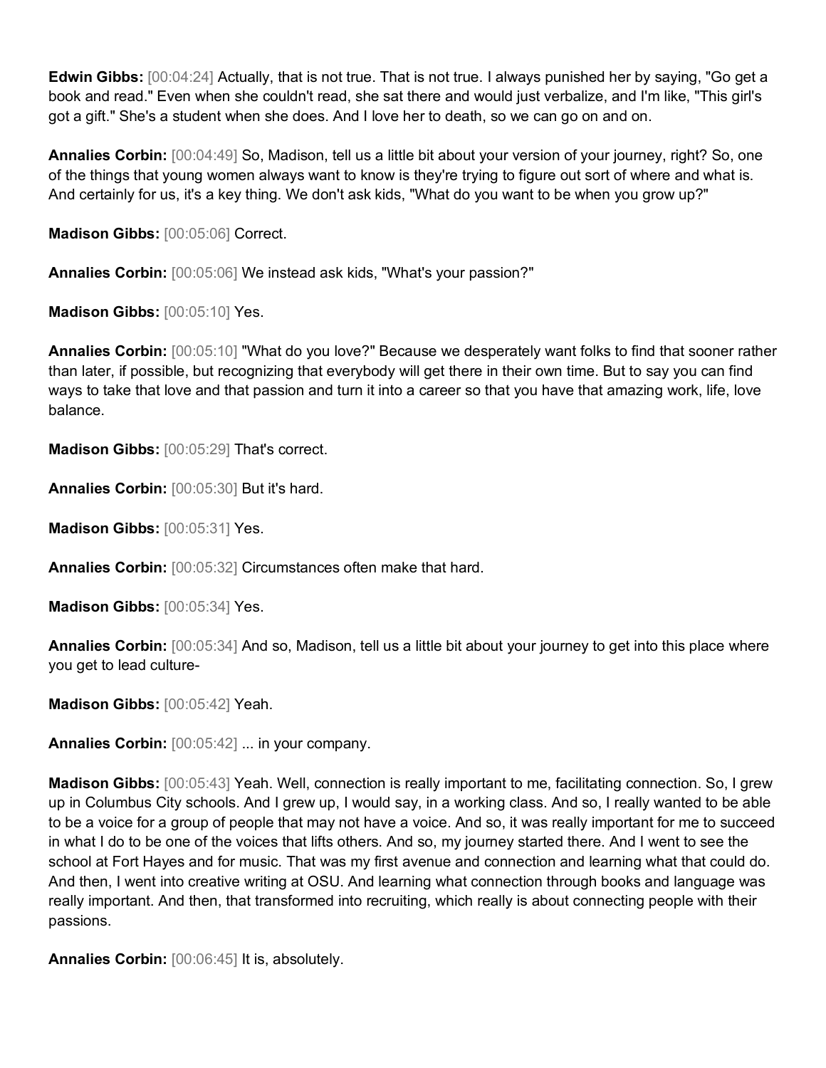**Edwin Gibbs:** [00:04:24] Actually, that is not true. That is not true. I always punished her by saying, "Go get a book and read." Even when she couldn't read, she sat there and would just verbalize, and I'm like, "This girl's got a gift." She's a student when she does. And I love her to death, so we can go on and on.

**Annalies Corbin:** [00:04:49] So, Madison, tell us a little bit about your version of your journey, right? So, one of the things that young women always want to know is they're trying to figure out sort of where and what is. And certainly for us, it's a key thing. We don't ask kids, "What do you want to be when you grow up?"

**Madison Gibbs:** [00:05:06] Correct.

**Annalies Corbin:** [00:05:06] We instead ask kids, "What's your passion?"

**Madison Gibbs:** [00:05:10] Yes.

**Annalies Corbin:** [00:05:10] "What do you love?" Because we desperately want folks to find that sooner rather than later, if possible, but recognizing that everybody will get there in their own time. But to say you can find ways to take that love and that passion and turn it into a career so that you have that amazing work, life, love balance.

**Madison Gibbs:** [00:05:29] That's correct.

**Annalies Corbin:** [00:05:30] But it's hard.

**Madison Gibbs:** [00:05:31] Yes.

**Annalies Corbin:** [00:05:32] Circumstances often make that hard.

**Madison Gibbs:** [00:05:34] Yes.

**Annalies Corbin:** [00:05:34] And so, Madison, tell us a little bit about your journey to get into this place where you get to lead culture-

**Madison Gibbs:** [00:05:42] Yeah.

**Annalies Corbin:** [00:05:42] ... in your company.

**Madison Gibbs:** [00:05:43] Yeah. Well, connection is really important to me, facilitating connection. So, I grew up in Columbus City schools. And I grew up, I would say, in a working class. And so, I really wanted to be able to be a voice for a group of people that may not have a voice. And so, it was really important for me to succeed in what I do to be one of the voices that lifts others. And so, my journey started there. And I went to see the school at Fort Hayes and for music. That was my first avenue and connection and learning what that could do. And then, I went into creative writing at OSU. And learning what connection through books and language was really important. And then, that transformed into recruiting, which really is about connecting people with their passions.

**Annalies Corbin:** [00:06:45] It is, absolutely.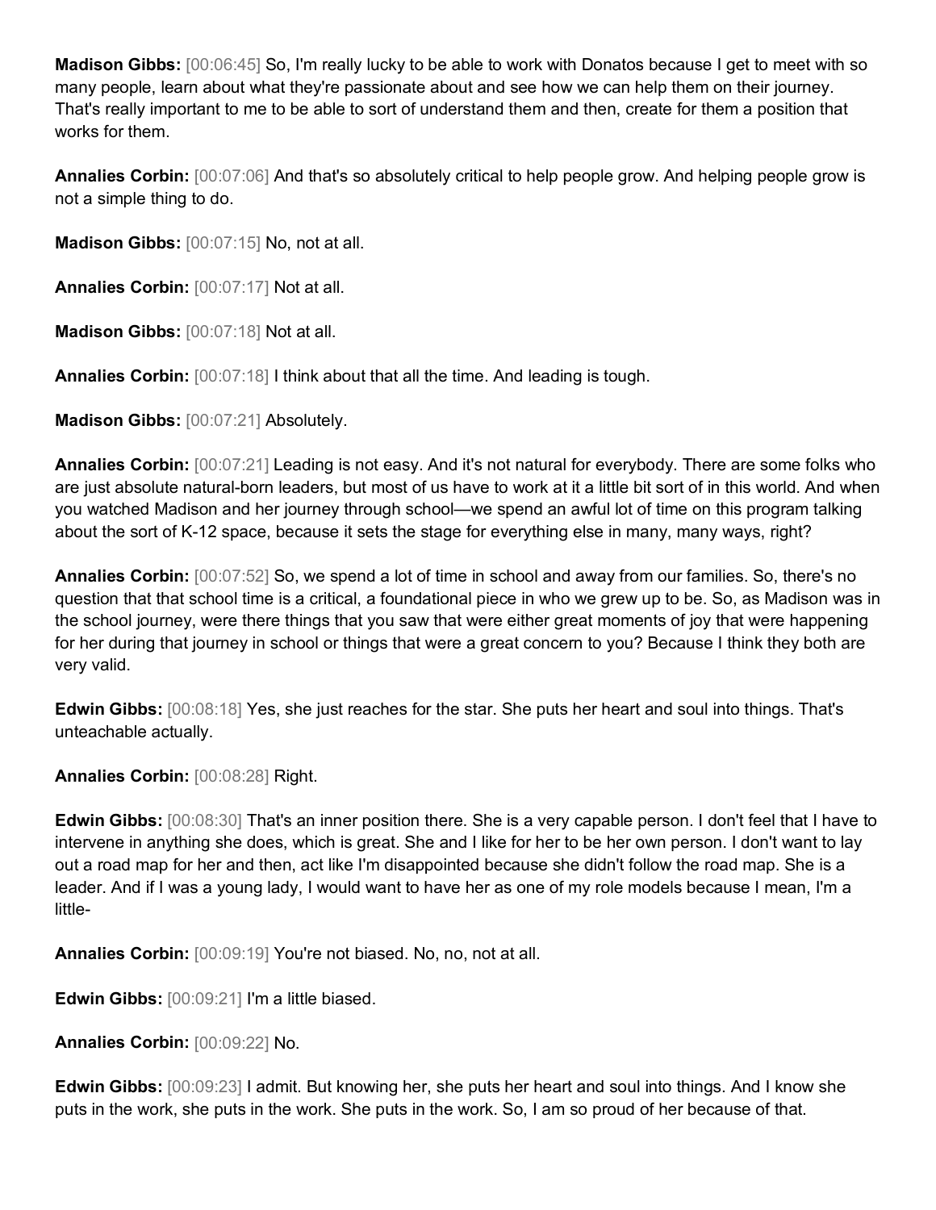**Madison Gibbs:** [00:06:45] So, I'm really lucky to be able to work with Donatos because I get to meet with so many people, learn about what they're passionate about and see how we can help them on their journey. That's really important to me to be able to sort of understand them and then, create for them a position that works for them.

**Annalies Corbin:** [00:07:06] And that's so absolutely critical to help people grow. And helping people grow is not a simple thing to do.

**Madison Gibbs:** [00:07:15] No, not at all.

**Annalies Corbin:** [00:07:17] Not at all.

**Madison Gibbs:** [00:07:18] Not at all.

**Annalies Corbin:** [00:07:18] I think about that all the time. And leading is tough.

**Madison Gibbs:** [00:07:21] Absolutely.

**Annalies Corbin:** [00:07:21] Leading is not easy. And it's not natural for everybody. There are some folks who are just absolute natural-born leaders, but most of us have to work at it a little bit sort of in this world. And when you watched Madison and her journey through school—we spend an awful lot of time on this program talking about the sort of K-12 space, because it sets the stage for everything else in many, many ways, right?

**Annalies Corbin:** [00:07:52] So, we spend a lot of time in school and away from our families. So, there's no question that that school time is a critical, a foundational piece in who we grew up to be. So, as Madison was in the school journey, were there things that you saw that were either great moments of joy that were happening for her during that journey in school or things that were a great concern to you? Because I think they both are very valid.

**Edwin Gibbs:** [00:08:18] Yes, she just reaches for the star. She puts her heart and soul into things. That's unteachable actually.

**Annalies Corbin:** [00:08:28] Right.

**Edwin Gibbs:** [00:08:30] That's an inner position there. She is a very capable person. I don't feel that I have to intervene in anything she does, which is great. She and I like for her to be her own person. I don't want to lay out a road map for her and then, act like I'm disappointed because she didn't follow the road map. She is a leader. And if I was a young lady, I would want to have her as one of my role models because I mean, I'm a little-

**Annalies Corbin:** [00:09:19] You're not biased. No, no, not at all.

**Edwin Gibbs:** [00:09:21] I'm a little biased.

**Annalies Corbin:** [00:09:22] No.

**Edwin Gibbs:** [00:09:23] I admit. But knowing her, she puts her heart and soul into things. And I know she puts in the work, she puts in the work. She puts in the work. So, I am so proud of her because of that.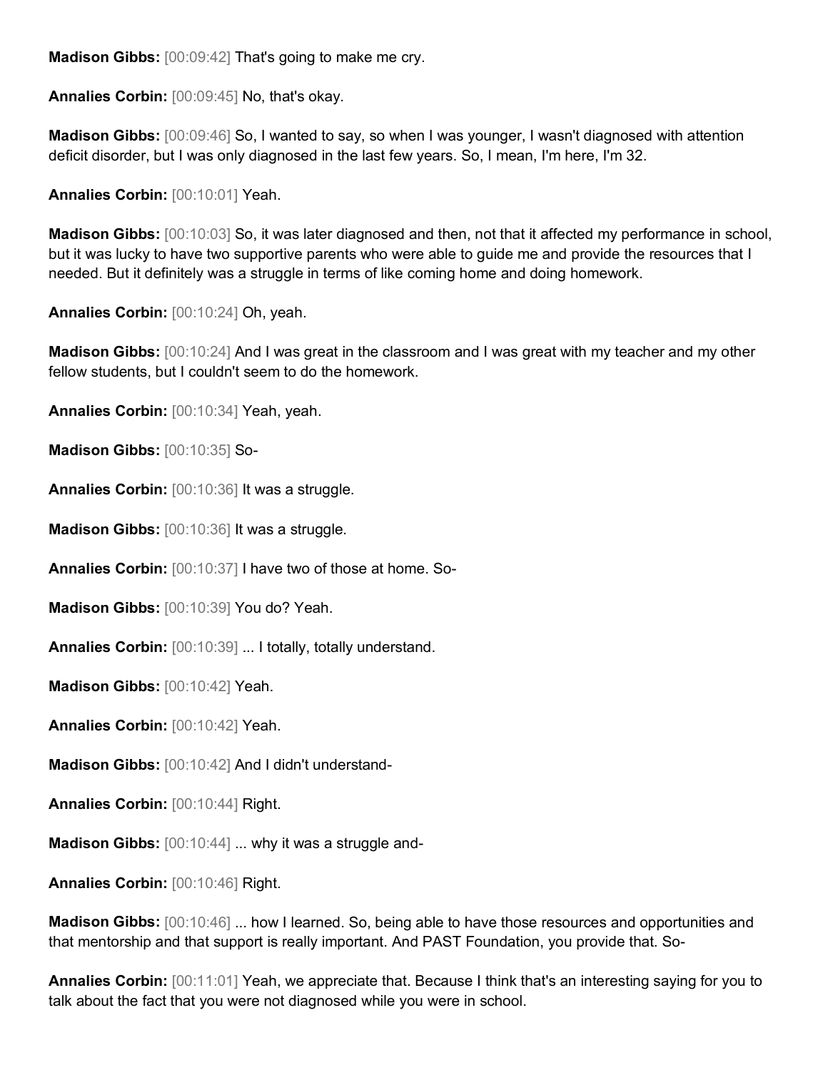**Madison Gibbs:** [00:09:42] That's going to make me cry.

**Annalies Corbin:** [00:09:45] No, that's okay.

**Madison Gibbs:** [00:09:46] So, I wanted to say, so when I was younger, I wasn't diagnosed with attention deficit disorder, but I was only diagnosed in the last few years. So, I mean, I'm here, I'm 32.

**Annalies Corbin:** [00:10:01] Yeah.

**Madison Gibbs:** [00:10:03] So, it was later diagnosed and then, not that it affected my performance in school, but it was lucky to have two supportive parents who were able to guide me and provide the resources that I needed. But it definitely was a struggle in terms of like coming home and doing homework.

**Annalies Corbin:** [00:10:24] Oh, yeah.

**Madison Gibbs:** [00:10:24] And I was great in the classroom and I was great with my teacher and my other fellow students, but I couldn't seem to do the homework.

**Annalies Corbin:** [00:10:34] Yeah, yeah.

**Madison Gibbs:** [00:10:35] So-

**Annalies Corbin:** [00:10:36] It was a struggle.

**Madison Gibbs:** [00:10:36] It was a struggle.

**Annalies Corbin:** [00:10:37] I have two of those at home. So-

**Madison Gibbs:** [00:10:39] You do? Yeah.

**Annalies Corbin:** [00:10:39] ... I totally, totally understand.

**Madison Gibbs:** [00:10:42] Yeah.

**Annalies Corbin:** [00:10:42] Yeah.

**Madison Gibbs:** [00:10:42] And I didn't understand-

**Annalies Corbin:** [00:10:44] Right.

**Madison Gibbs:** [00:10:44] ... why it was a struggle and-

**Annalies Corbin:** [00:10:46] Right.

**Madison Gibbs:** [00:10:46] ... how I learned. So, being able to have those resources and opportunities and that mentorship and that support is really important. And PAST Foundation, you provide that. So-

**Annalies Corbin:** [00:11:01] Yeah, we appreciate that. Because I think that's an interesting saying for you to talk about the fact that you were not diagnosed while you were in school.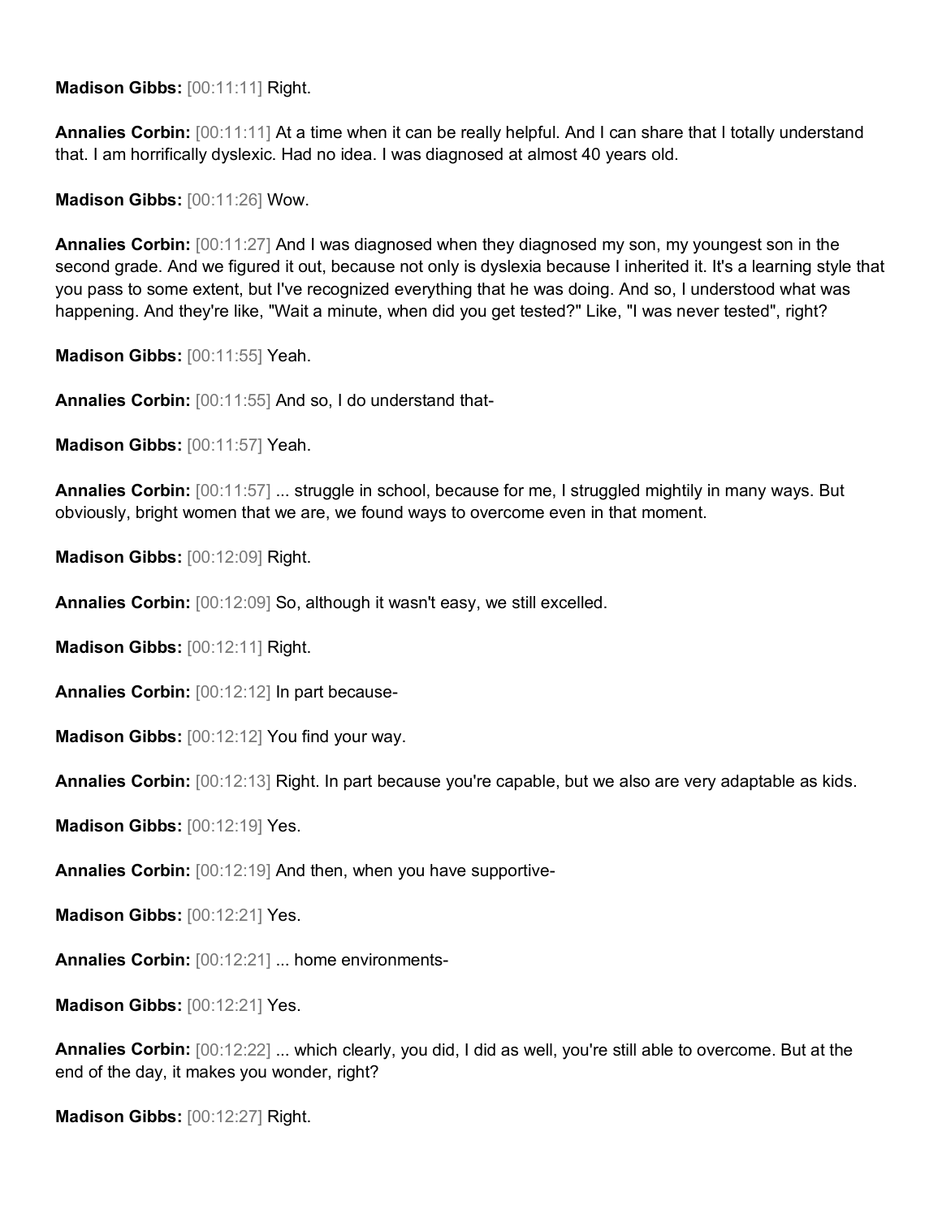**Madison Gibbs:** [00:11:11] Right.

**Annalies Corbin:** [00:11:11] At a time when it can be really helpful. And I can share that I totally understand that. I am horrifically dyslexic. Had no idea. I was diagnosed at almost 40 years old.

**Madison Gibbs:** [00:11:26] Wow.

**Annalies Corbin:** [00:11:27] And I was diagnosed when they diagnosed my son, my youngest son in the second grade. And we figured it out, because not only is dyslexia because I inherited it. It's a learning style that you pass to some extent, but I've recognized everything that he was doing. And so, I understood what was happening. And they're like, "Wait a minute, when did you get tested?" Like, "I was never tested", right?

**Madison Gibbs:** [00:11:55] Yeah.

**Annalies Corbin:** [00:11:55] And so, I do understand that-

**Madison Gibbs:** [00:11:57] Yeah.

**Annalies Corbin:** [00:11:57] ... struggle in school, because for me, I struggled mightily in many ways. But obviously, bright women that we are, we found ways to overcome even in that moment.

**Madison Gibbs:** [00:12:09] Right.

**Annalies Corbin:** [00:12:09] So, although it wasn't easy, we still excelled.

**Madison Gibbs:** [00:12:11] Right.

**Annalies Corbin:** [00:12:12] In part because-

**Madison Gibbs:** [00:12:12] You find your way.

**Annalies Corbin:** [00:12:13] Right. In part because you're capable, but we also are very adaptable as kids.

**Madison Gibbs:** [00:12:19] Yes.

**Annalies Corbin:** [00:12:19] And then, when you have supportive-

**Madison Gibbs:** [00:12:21] Yes.

**Annalies Corbin:** [00:12:21] ... home environments-

**Madison Gibbs:** [00:12:21] Yes.

**Annalies Corbin:** [00:12:22] ... which clearly, you did, I did as well, you're still able to overcome. But at the end of the day, it makes you wonder, right?

**Madison Gibbs:** [00:12:27] Right.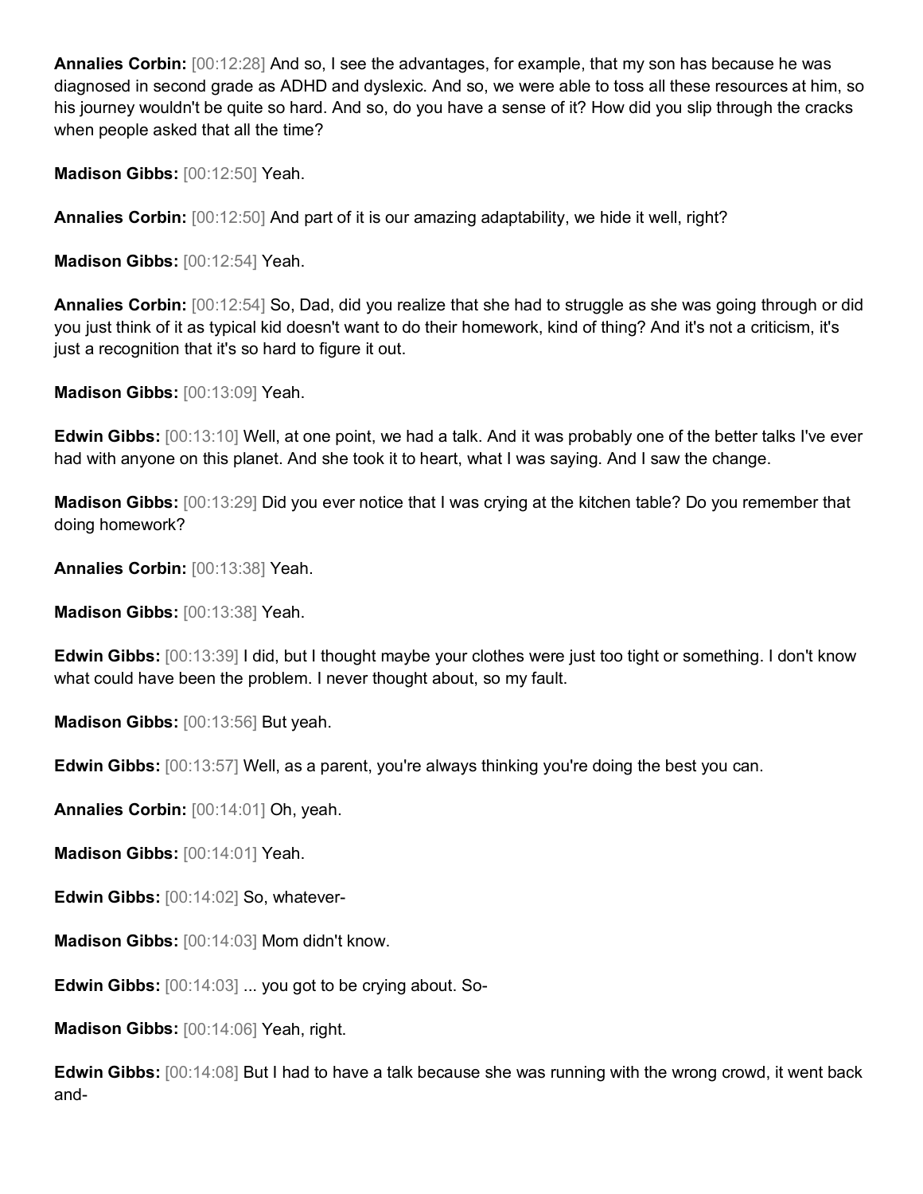**Annalies Corbin:** [00:12:28] And so, I see the advantages, for example, that my son has because he was diagnosed in second grade as ADHD and dyslexic. And so, we were able to toss all these resources at him, so his journey wouldn't be quite so hard. And so, do you have a sense of it? How did you slip through the cracks when people asked that all the time?

**Madison Gibbs:** [00:12:50] Yeah.

**Annalies Corbin:** [00:12:50] And part of it is our amazing adaptability, we hide it well, right?

**Madison Gibbs:** [00:12:54] Yeah.

**Annalies Corbin:** [00:12:54] So, Dad, did you realize that she had to struggle as she was going through or did you just think of it as typical kid doesn't want to do their homework, kind of thing? And it's not a criticism, it's just a recognition that it's so hard to figure it out.

**Madison Gibbs:** [00:13:09] Yeah.

**Edwin Gibbs:** [00:13:10] Well, at one point, we had a talk. And it was probably one of the better talks I've ever had with anyone on this planet. And she took it to heart, what I was saying. And I saw the change.

**Madison Gibbs:** [00:13:29] Did you ever notice that I was crying at the kitchen table? Do you remember that doing homework?

**Annalies Corbin:** [00:13:38] Yeah.

**Madison Gibbs:** [00:13:38] Yeah.

**Edwin Gibbs:** [00:13:39] I did, but I thought maybe your clothes were just too tight or something. I don't know what could have been the problem. I never thought about, so my fault.

**Madison Gibbs:** [00:13:56] But yeah.

**Edwin Gibbs:** [00:13:57] Well, as a parent, you're always thinking you're doing the best you can.

**Annalies Corbin:** [00:14:01] Oh, yeah.

**Madison Gibbs:** [00:14:01] Yeah.

**Edwin Gibbs:** [00:14:02] So, whatever-

**Madison Gibbs:** [00:14:03] Mom didn't know.

**Edwin Gibbs:** [00:14:03] ... you got to be crying about. So-

**Madison Gibbs:** [00:14:06] Yeah, right.

**Edwin Gibbs:** [00:14:08] But I had to have a talk because she was running with the wrong crowd, it went back and-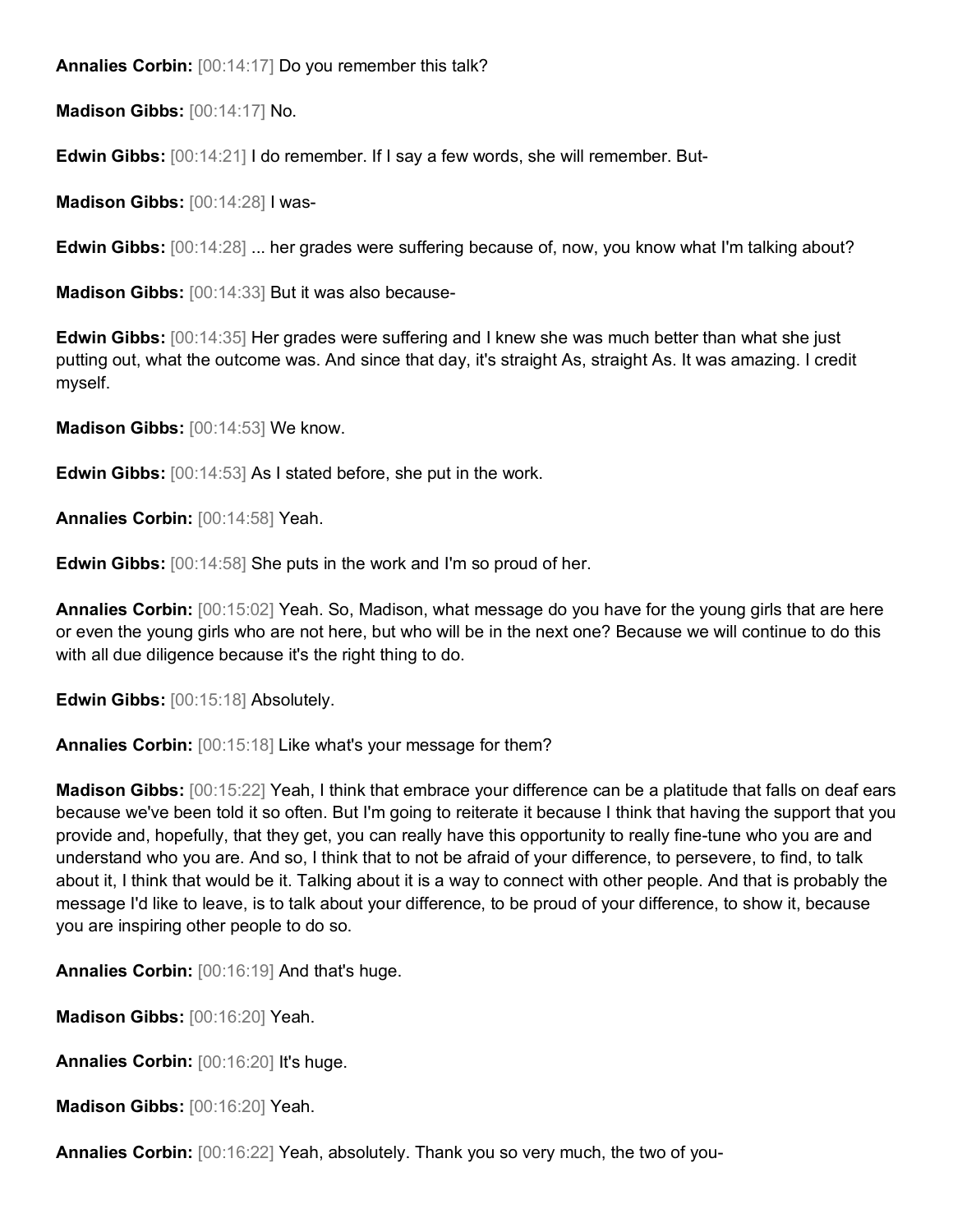**Annalies Corbin:** [00:14:17] Do you remember this talk?

**Madison Gibbs:** [00:14:17] No.

**Edwin Gibbs:** [00:14:21] I do remember. If I say a few words, she will remember. But-

**Madison Gibbs:** [00:14:28] I was-

**Edwin Gibbs:** [00:14:28] ... her grades were suffering because of, now, you know what I'm talking about?

**Madison Gibbs:** [00:14:33] But it was also because-

**Edwin Gibbs:** [00:14:35] Her grades were suffering and I knew she was much better than what she just putting out, what the outcome was. And since that day, it's straight As, straight As. It was amazing. I credit myself.

**Madison Gibbs:** [00:14:53] We know.

**Edwin Gibbs:** [00:14:53] As I stated before, she put in the work.

**Annalies Corbin:** [00:14:58] Yeah.

**Edwin Gibbs:** [00:14:58] She puts in the work and I'm so proud of her.

**Annalies Corbin:** [00:15:02] Yeah. So, Madison, what message do you have for the young girls that are here or even the young girls who are not here, but who will be in the next one? Because we will continue to do this with all due diligence because it's the right thing to do.

**Edwin Gibbs:** [00:15:18] Absolutely.

**Annalies Corbin:** [00:15:18] Like what's your message for them?

**Madison Gibbs:** [00:15:22] Yeah, I think that embrace your difference can be a platitude that falls on deaf ears because we've been told it so often. But I'm going to reiterate it because I think that having the support that you provide and, hopefully, that they get, you can really have this opportunity to really fine-tune who you are and understand who you are. And so, I think that to not be afraid of your difference, to persevere, to find, to talk about it, I think that would be it. Talking about it is a way to connect with other people. And that is probably the message I'd like to leave, is to talk about your difference, to be proud of your difference, to show it, because you are inspiring other people to do so.

**Annalies Corbin:** [00:16:19] And that's huge.

**Madison Gibbs:** [00:16:20] Yeah.

**Annalies Corbin:** [00:16:20] It's huge.

**Madison Gibbs:** [00:16:20] Yeah.

**Annalies Corbin:** [00:16:22] Yeah, absolutely. Thank you so very much, the two of you-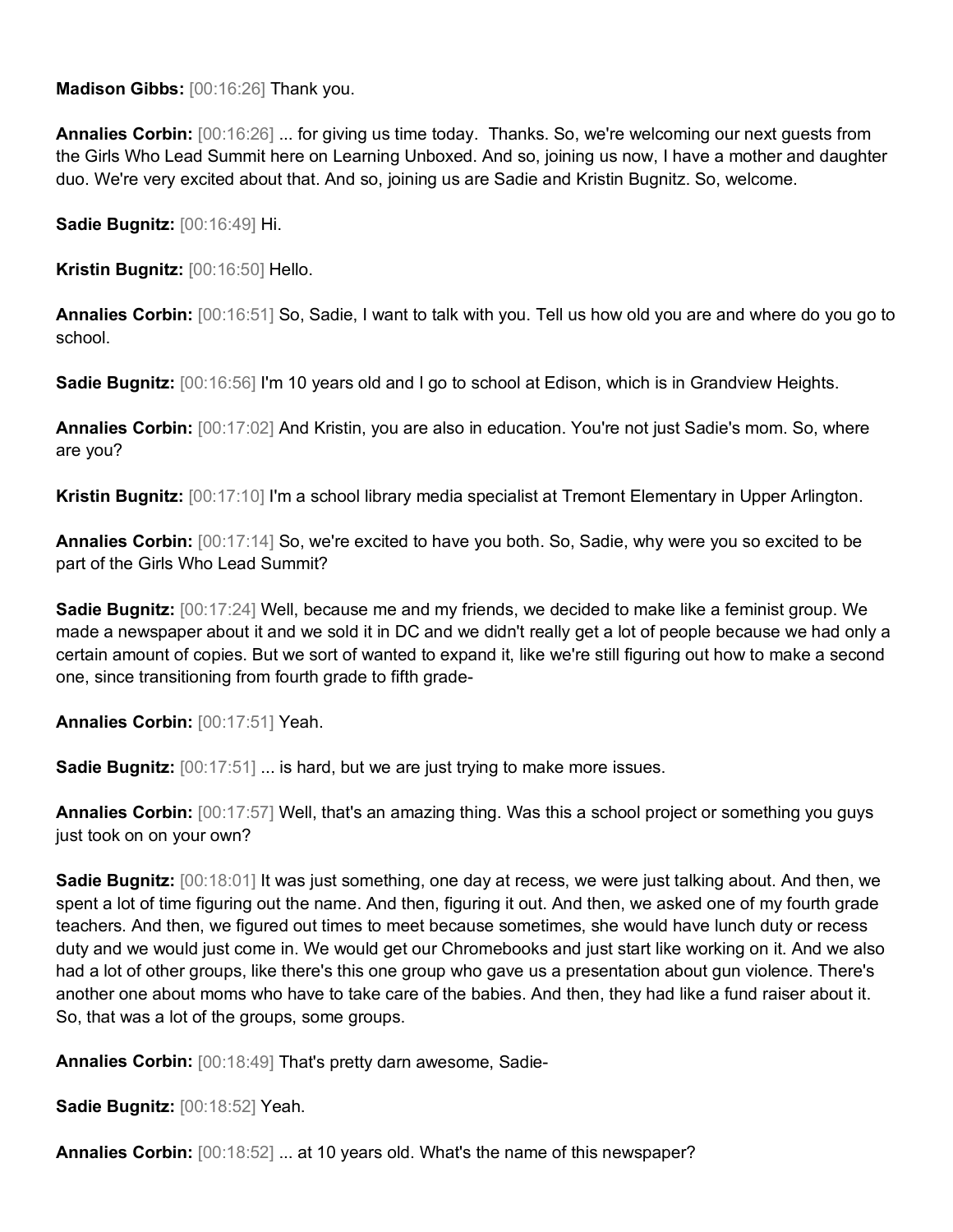**Madison Gibbs:** [00:16:26] Thank you.

**Annalies Corbin:** [00:16:26] ... for giving us time today. Thanks. So, we're welcoming our next guests from the Girls Who Lead Summit here on Learning Unboxed. And so, joining us now, I have a mother and daughter duo. We're very excited about that. And so, joining us are Sadie and Kristin Bugnitz. So, welcome.

**Sadie Bugnitz:** [00:16:49] Hi.

**Kristin Bugnitz:** [00:16:50] Hello.

**Annalies Corbin:** [00:16:51] So, Sadie, I want to talk with you. Tell us how old you are and where do you go to school.

**Sadie Bugnitz:** [00:16:56] I'm 10 years old and I go to school at Edison, which is in Grandview Heights.

**Annalies Corbin:** [00:17:02] And Kristin, you are also in education. You're not just Sadie's mom. So, where are you?

**Kristin Bugnitz:** [00:17:10] I'm a school library media specialist at Tremont Elementary in Upper Arlington.

**Annalies Corbin:** [00:17:14] So, we're excited to have you both. So, Sadie, why were you so excited to be part of the Girls Who Lead Summit?

**Sadie Bugnitz:** [00:17:24] Well, because me and my friends, we decided to make like a feminist group. We made a newspaper about it and we sold it in DC and we didn't really get a lot of people because we had only a certain amount of copies. But we sort of wanted to expand it, like we're still figuring out how to make a second one, since transitioning from fourth grade to fifth grade-

**Annalies Corbin:** [00:17:51] Yeah.

**Sadie Bugnitz:** [00:17:51] ... is hard, but we are just trying to make more issues.

**Annalies Corbin:** [00:17:57] Well, that's an amazing thing. Was this a school project or something you guys just took on on your own?

**Sadie Bugnitz:** [00:18:01] It was just something, one day at recess, we were just talking about. And then, we spent a lot of time figuring out the name. And then, figuring it out. And then, we asked one of my fourth grade teachers. And then, we figured out times to meet because sometimes, she would have lunch duty or recess duty and we would just come in. We would get our Chromebooks and just start like working on it. And we also had a lot of other groups, like there's this one group who gave us a presentation about gun violence. There's another one about moms who have to take care of the babies. And then, they had like a fund raiser about it. So, that was a lot of the groups, some groups.

**Annalies Corbin:** [00:18:49] That's pretty darn awesome, Sadie-

**Sadie Bugnitz:** [00:18:52] Yeah.

**Annalies Corbin:** [00:18:52] ... at 10 years old. What's the name of this newspaper?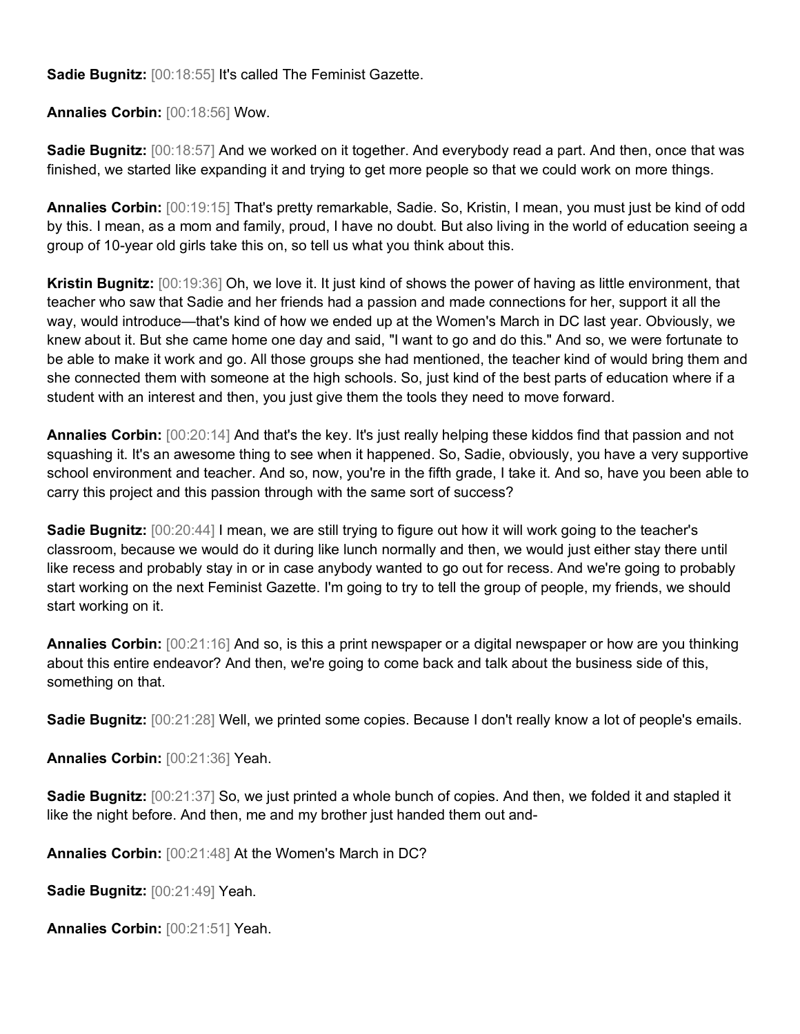**Sadie Bugnitz:** [00:18:55] It's called The Feminist Gazette.

**Annalies Corbin:** [00:18:56] Wow.

**Sadie Bugnitz:** [00:18:57] And we worked on it together. And everybody read a part. And then, once that was finished, we started like expanding it and trying to get more people so that we could work on more things.

**Annalies Corbin:** [00:19:15] That's pretty remarkable, Sadie. So, Kristin, I mean, you must just be kind of odd by this. I mean, as a mom and family, proud, I have no doubt. But also living in the world of education seeing a group of 10-year old girls take this on, so tell us what you think about this.

**Kristin Bugnitz:** [00:19:36] Oh, we love it. It just kind of shows the power of having as little environment, that teacher who saw that Sadie and her friends had a passion and made connections for her, support it all the way, would introduce—that's kind of how we ended up at the Women's March in DC last year. Obviously, we knew about it. But she came home one day and said, "I want to go and do this." And so, we were fortunate to be able to make it work and go. All those groups she had mentioned, the teacher kind of would bring them and she connected them with someone at the high schools. So, just kind of the best parts of education where if a student with an interest and then, you just give them the tools they need to move forward.

**Annalies Corbin:** [00:20:14] And that's the key. It's just really helping these kiddos find that passion and not squashing it. It's an awesome thing to see when it happened. So, Sadie, obviously, you have a very supportive school environment and teacher. And so, now, you're in the fifth grade, I take it. And so, have you been able to carry this project and this passion through with the same sort of success?

**Sadie Bugnitz:** [00:20:44] I mean, we are still trying to figure out how it will work going to the teacher's classroom, because we would do it during like lunch normally and then, we would just either stay there until like recess and probably stay in or in case anybody wanted to go out for recess. And we're going to probably start working on the next Feminist Gazette. I'm going to try to tell the group of people, my friends, we should start working on it.

**Annalies Corbin:** [00:21:16] And so, is this a print newspaper or a digital newspaper or how are you thinking about this entire endeavor? And then, we're going to come back and talk about the business side of this, something on that.

**Sadie Bugnitz:** [00:21:28] Well, we printed some copies. Because I don't really know a lot of people's emails.

**Annalies Corbin:** [00:21:36] Yeah.

**Sadie Bugnitz:** [00:21:37] So, we just printed a whole bunch of copies. And then, we folded it and stapled it like the night before. And then, me and my brother just handed them out and-

**Annalies Corbin:** [00:21:48] At the Women's March in DC?

**Sadie Bugnitz:** [00:21:49] Yeah.

**Annalies Corbin:** [00:21:51] Yeah.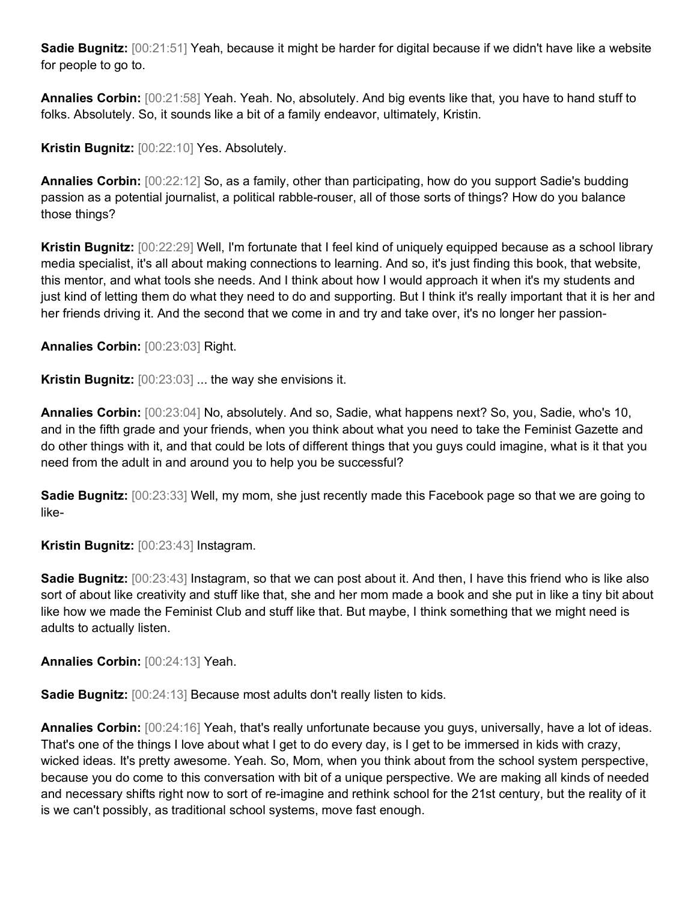**Sadie Bugnitz:** [00:21:51] Yeah, because it might be harder for digital because if we didn't have like a website for people to go to.

**Annalies Corbin:** [00:21:58] Yeah. Yeah. No, absolutely. And big events like that, you have to hand stuff to folks. Absolutely. So, it sounds like a bit of a family endeavor, ultimately, Kristin.

**Kristin Bugnitz:** [00:22:10] Yes. Absolutely.

**Annalies Corbin:** [00:22:12] So, as a family, other than participating, how do you support Sadie's budding passion as a potential journalist, a political rabble-rouser, all of those sorts of things? How do you balance those things?

**Kristin Bugnitz:** [00:22:29] Well, I'm fortunate that I feel kind of uniquely equipped because as a school library media specialist, it's all about making connections to learning. And so, it's just finding this book, that website, this mentor, and what tools she needs. And I think about how I would approach it when it's my students and just kind of letting them do what they need to do and supporting. But I think it's really important that it is her and her friends driving it. And the second that we come in and try and take over, it's no longer her passion-

**Annalies Corbin:** [00:23:03] Right.

**Kristin Bugnitz:** [00:23:03] ... the way she envisions it.

**Annalies Corbin:** [00:23:04] No, absolutely. And so, Sadie, what happens next? So, you, Sadie, who's 10, and in the fifth grade and your friends, when you think about what you need to take the Feminist Gazette and do other things with it, and that could be lots of different things that you guys could imagine, what is it that you need from the adult in and around you to help you be successful?

**Sadie Bugnitz:** [00:23:33] Well, my mom, she just recently made this Facebook page so that we are going to like-

**Kristin Bugnitz:** [00:23:43] Instagram.

**Sadie Bugnitz:** [00:23:43] Instagram, so that we can post about it. And then, I have this friend who is like also sort of about like creativity and stuff like that, she and her mom made a book and she put in like a tiny bit about like how we made the Feminist Club and stuff like that. But maybe, I think something that we might need is adults to actually listen.

**Annalies Corbin:** [00:24:13] Yeah.

**Sadie Bugnitz:** [00:24:13] Because most adults don't really listen to kids.

**Annalies Corbin:** [00:24:16] Yeah, that's really unfortunate because you guys, universally, have a lot of ideas. That's one of the things I love about what I get to do every day, is I get to be immersed in kids with crazy, wicked ideas. It's pretty awesome. Yeah. So, Mom, when you think about from the school system perspective, because you do come to this conversation with bit of a unique perspective. We are making all kinds of needed and necessary shifts right now to sort of re-imagine and rethink school for the 21st century, but the reality of it is we can't possibly, as traditional school systems, move fast enough.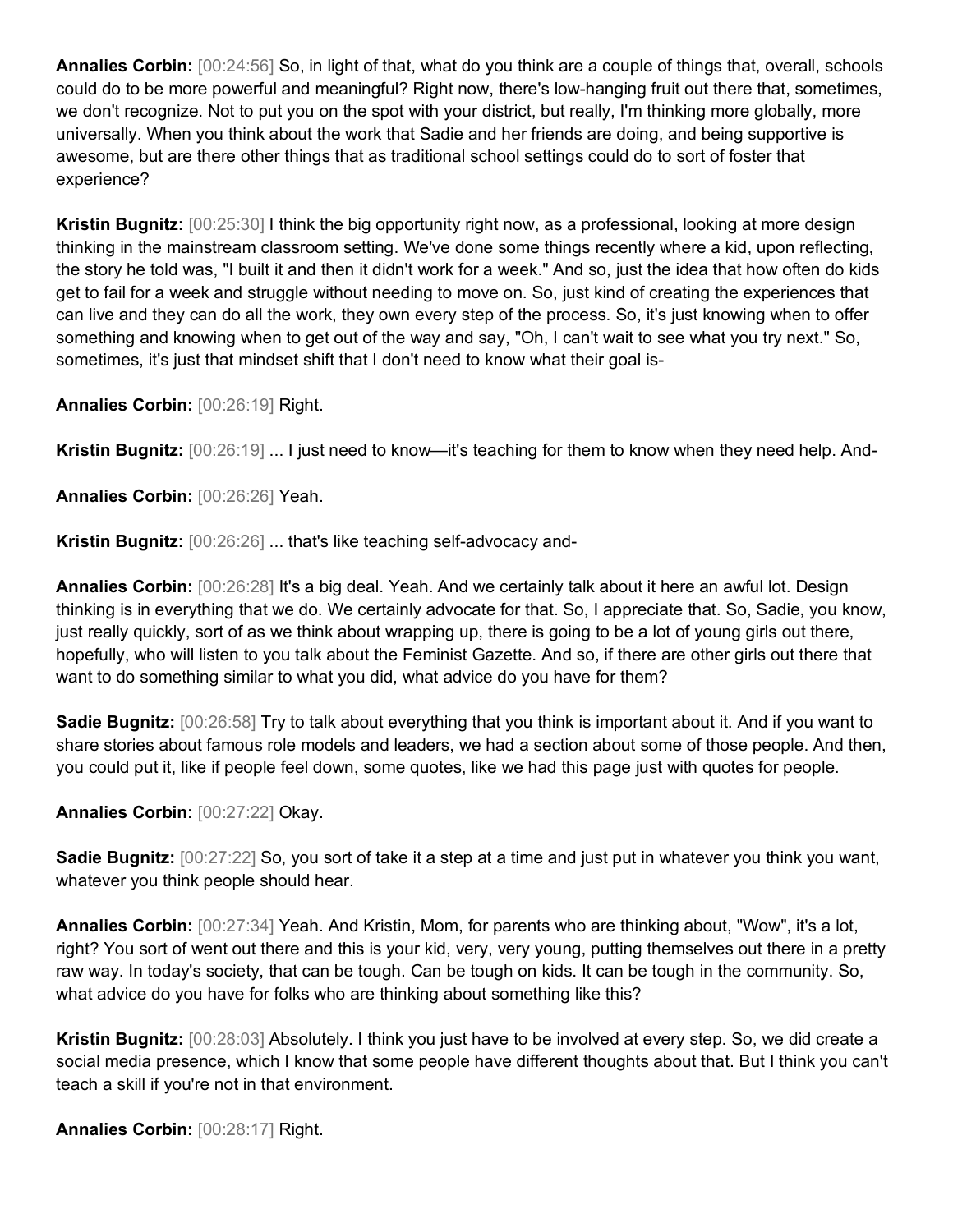**Annalies Corbin:** [00:24:56] So, in light of that, what do you think are a couple of things that, overall, schools could do to be more powerful and meaningful? Right now, there's low-hanging fruit out there that, sometimes, we don't recognize. Not to put you on the spot with your district, but really, I'm thinking more globally, more universally. When you think about the work that Sadie and her friends are doing, and being supportive is awesome, but are there other things that as traditional school settings could do to sort of foster that experience?

**Kristin Bugnitz:** [00:25:30] I think the big opportunity right now, as a professional, looking at more design thinking in the mainstream classroom setting. We've done some things recently where a kid, upon reflecting, the story he told was, "I built it and then it didn't work for a week." And so, just the idea that how often do kids get to fail for a week and struggle without needing to move on. So, just kind of creating the experiences that can live and they can do all the work, they own every step of the process. So, it's just knowing when to offer something and knowing when to get out of the way and say, "Oh, I can't wait to see what you try next." So, sometimes, it's just that mindset shift that I don't need to know what their goal is-

**Annalies Corbin:** [00:26:19] Right.

**Kristin Bugnitz:** [00:26:19] ... I just need to know—it's teaching for them to know when they need help. And-

**Annalies Corbin:** [00:26:26] Yeah.

**Kristin Bugnitz:** [00:26:26] ... that's like teaching self-advocacy and-

**Annalies Corbin:** [00:26:28] It's a big deal. Yeah. And we certainly talk about it here an awful lot. Design thinking is in everything that we do. We certainly advocate for that. So, I appreciate that. So, Sadie, you know, just really quickly, sort of as we think about wrapping up, there is going to be a lot of young girls out there, hopefully, who will listen to you talk about the Feminist Gazette. And so, if there are other girls out there that want to do something similar to what you did, what advice do you have for them?

**Sadie Bugnitz:** [00:26:58] Try to talk about everything that you think is important about it. And if you want to share stories about famous role models and leaders, we had a section about some of those people. And then, you could put it, like if people feel down, some quotes, like we had this page just with quotes for people.

**Annalies Corbin:** [00:27:22] Okay.

**Sadie Bugnitz:** [00:27:22] So, you sort of take it a step at a time and just put in whatever you think you want, whatever you think people should hear.

**Annalies Corbin:** [00:27:34] Yeah. And Kristin, Mom, for parents who are thinking about, "Wow", it's a lot, right? You sort of went out there and this is your kid, very, very young, putting themselves out there in a pretty raw way. In today's society, that can be tough. Can be tough on kids. It can be tough in the community. So, what advice do you have for folks who are thinking about something like this?

**Kristin Bugnitz:** [00:28:03] Absolutely. I think you just have to be involved at every step. So, we did create a social media presence, which I know that some people have different thoughts about that. But I think you can't teach a skill if you're not in that environment.

**Annalies Corbin:** [00:28:17] Right.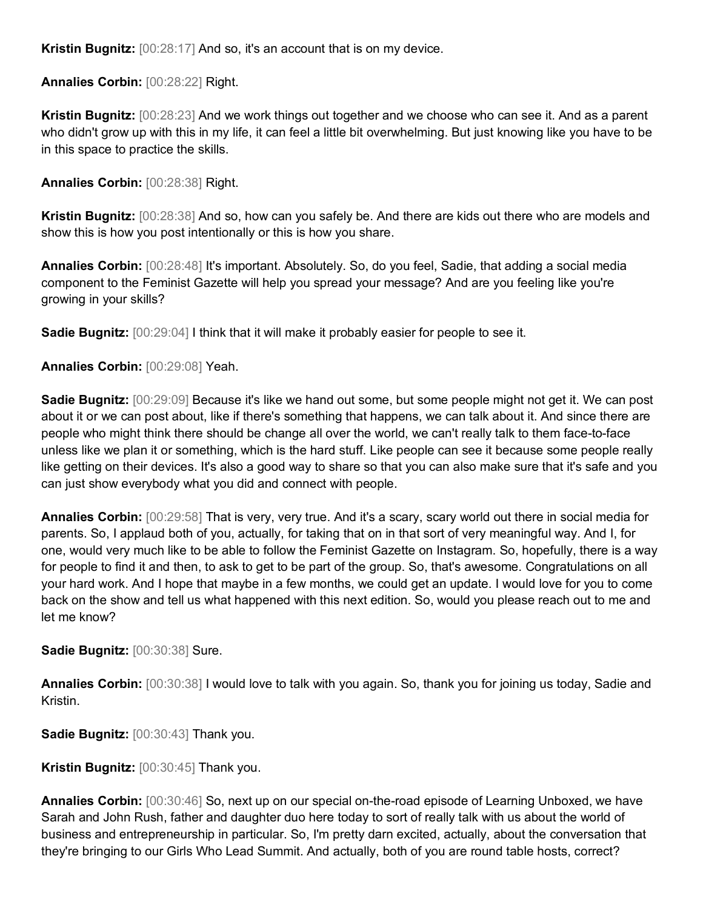**Kristin Bugnitz:** [00:28:17] And so, it's an account that is on my device.

**Annalies Corbin:** [00:28:22] Right.

**Kristin Bugnitz:** [00:28:23] And we work things out together and we choose who can see it. And as a parent who didn't grow up with this in my life, it can feel a little bit overwhelming. But just knowing like you have to be in this space to practice the skills.

**Annalies Corbin:** [00:28:38] Right.

**Kristin Bugnitz:** [00:28:38] And so, how can you safely be. And there are kids out there who are models and show this is how you post intentionally or this is how you share.

**Annalies Corbin:** [00:28:48] It's important. Absolutely. So, do you feel, Sadie, that adding a social media component to the Feminist Gazette will help you spread your message? And are you feeling like you're growing in your skills?

**Sadie Bugnitz:** [00:29:04] I think that it will make it probably easier for people to see it.

**Annalies Corbin:** [00:29:08] Yeah.

**Sadie Bugnitz:** [00:29:09] Because it's like we hand out some, but some people might not get it. We can post about it or we can post about, like if there's something that happens, we can talk about it. And since there are people who might think there should be change all over the world, we can't really talk to them face-to-face unless like we plan it or something, which is the hard stuff. Like people can see it because some people really like getting on their devices. It's also a good way to share so that you can also make sure that it's safe and you can just show everybody what you did and connect with people.

**Annalies Corbin:** [00:29:58] That is very, very true. And it's a scary, scary world out there in social media for parents. So, I applaud both of you, actually, for taking that on in that sort of very meaningful way. And I, for one, would very much like to be able to follow the Feminist Gazette on Instagram. So, hopefully, there is a way for people to find it and then, to ask to get to be part of the group. So, that's awesome. Congratulations on all your hard work. And I hope that maybe in a few months, we could get an update. I would love for you to come back on the show and tell us what happened with this next edition. So, would you please reach out to me and let me know?

**Sadie Bugnitz:** [00:30:38] Sure.

**Annalies Corbin:** [00:30:38] I would love to talk with you again. So, thank you for joining us today, Sadie and Kristin.

**Sadie Bugnitz:** [00:30:43] Thank you.

**Kristin Bugnitz:** [00:30:45] Thank you.

**Annalies Corbin:** [00:30:46] So, next up on our special on-the-road episode of Learning Unboxed, we have Sarah and John Rush, father and daughter duo here today to sort of really talk with us about the world of business and entrepreneurship in particular. So, I'm pretty darn excited, actually, about the conversation that they're bringing to our Girls Who Lead Summit. And actually, both of you are round table hosts, correct?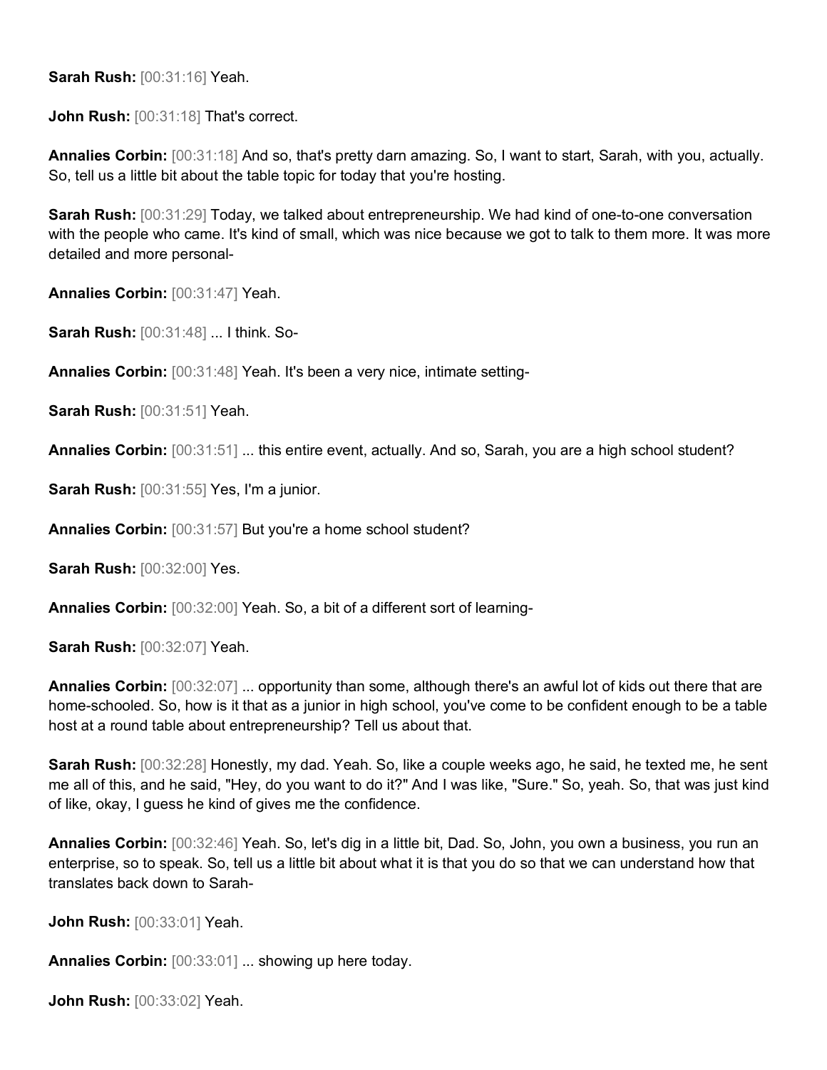**Sarah Rush:** [00:31:16] Yeah.

**John Rush:** [00:31:18] That's correct.

**Annalies Corbin:** [00:31:18] And so, that's pretty darn amazing. So, I want to start, Sarah, with you, actually. So, tell us a little bit about the table topic for today that you're hosting.

**Sarah Rush:** [00:31:29] Today, we talked about entrepreneurship. We had kind of one-to-one conversation with the people who came. It's kind of small, which was nice because we got to talk to them more. It was more detailed and more personal-

**Annalies Corbin:** [00:31:47] Yeah.

**Sarah Rush:** [00:31:48] ... I think. So-

**Annalies Corbin:** [00:31:48] Yeah. It's been a very nice, intimate setting-

**Sarah Rush:** [00:31:51] Yeah.

**Annalies Corbin:** [00:31:51] ... this entire event, actually. And so, Sarah, you are a high school student?

**Sarah Rush:** [00:31:55] Yes, I'm a junior.

**Annalies Corbin:** [00:31:57] But you're a home school student?

**Sarah Rush:** [00:32:00] Yes.

**Annalies Corbin:** [00:32:00] Yeah. So, a bit of a different sort of learning-

**Sarah Rush:** [00:32:07] Yeah.

**Annalies Corbin:** [00:32:07] ... opportunity than some, although there's an awful lot of kids out there that are home-schooled. So, how is it that as a junior in high school, you've come to be confident enough to be a table host at a round table about entrepreneurship? Tell us about that.

**Sarah Rush:** [00:32:28] Honestly, my dad. Yeah. So, like a couple weeks ago, he said, he texted me, he sent me all of this, and he said, "Hey, do you want to do it?" And I was like, "Sure." So, yeah. So, that was just kind of like, okay, I guess he kind of gives me the confidence.

**Annalies Corbin:** [00:32:46] Yeah. So, let's dig in a little bit, Dad. So, John, you own a business, you run an enterprise, so to speak. So, tell us a little bit about what it is that you do so that we can understand how that translates back down to Sarah-

**John Rush:** [00:33:01] Yeah.

**Annalies Corbin:** [00:33:01] ... showing up here today.

**John Rush:** [00:33:02] Yeah.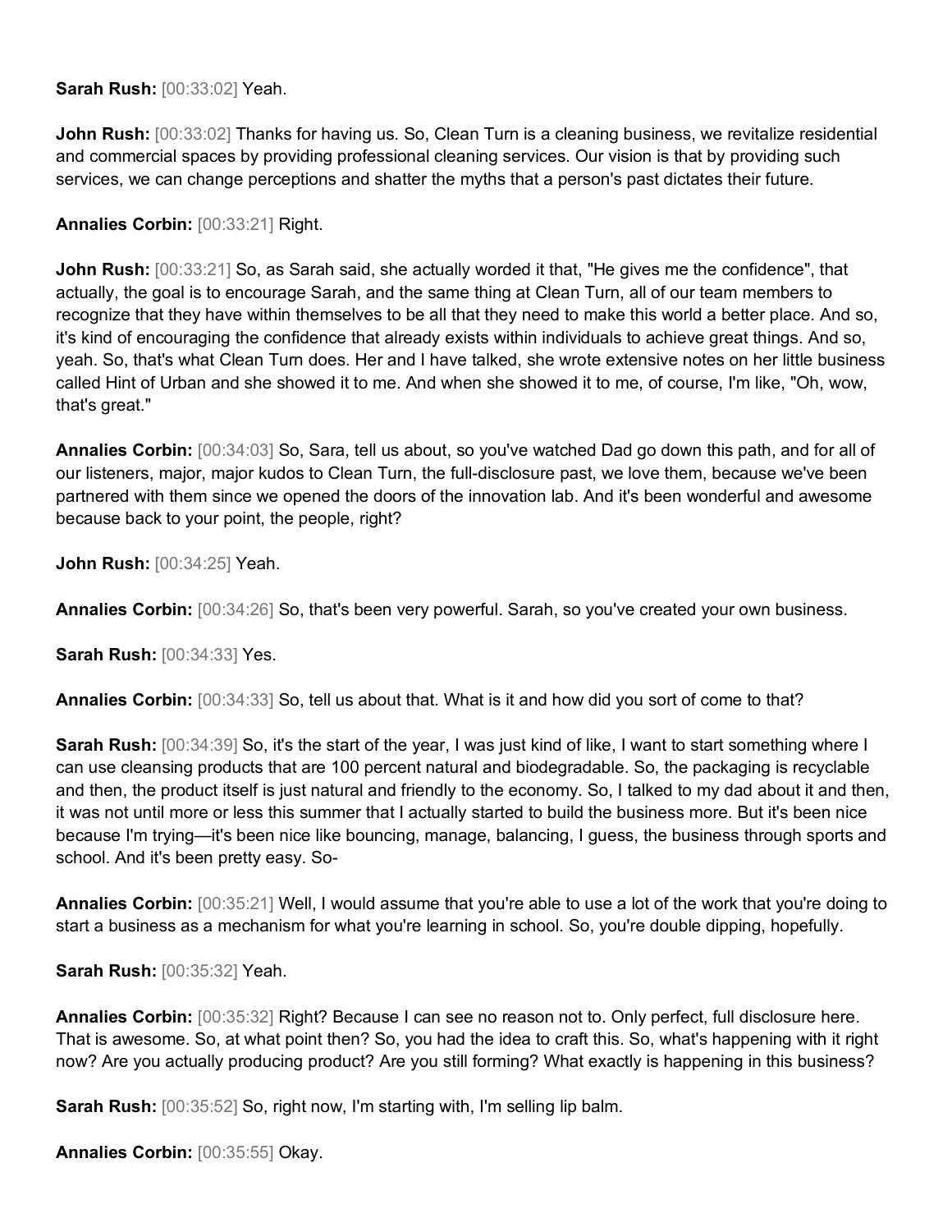**Sarah Rush:** [00:33:02] Yeah.

**John Rush:** [00:33:02] Thanks for having us. So, Clean Turn is a cleaning business, we revitalize residential and commercial spaces by providing professional cleaning services. Our vision is that by providing such services, we can change perceptions and shatter the myths that a person's past dictates their future.

**Annalies Corbin:** [00:33:21] Right.

**John Rush:** [00:33:21] So, as Sarah said, she actually worded it that, "He gives me the confidence", that actually, the goal is to encourage Sarah, and the same thing at Clean Turn, all of our team members to recognize that they have within themselves to be all that they need to make this world a better place. And so, it's kind of encouraging the confidence that already exists within individuals to achieve great things. And so, yeah. So, that's what Clean Turn does. Her and I have talked, she wrote extensive notes on her little business called Hint of Urban and she showed it to me. And when she showed it to me, of course, I'm like, "Oh, wow, that's great."

**Annalies Corbin:** [00:34:03] So, Sara, tell us about, so you've watched Dad go down this path, and for all of our listeners, major, major kudos to Clean Turn, the full-disclosure past, we love them, because we've been partnered with them since we opened the doors of the innovation lab. And it's been wonderful and awesome because back to your point, the people, right?

**John Rush:** [00:34:25] Yeah.

**Annalies Corbin:** [00:34:26] So, that's been very powerful. Sarah, so you've created your own business.

**Sarah Rush:** [00:34:33] Yes.

**Annalies Corbin:** [00:34:33] So, tell us about that. What is it and how did you sort of come to that?

**Sarah Rush:** [00:34:39] So, it's the start of the year, I was just kind of like, I want to start something where I can use cleansing products that are 100 percent natural and biodegradable. So, the packaging is recyclable and then, the product itself is just natural and friendly to the economy. So, I talked to my dad about it and then, it was not until more or less this summer that I actually started to build the business more. But it's been nice because I'm trying—it's been nice like bouncing, manage, balancing, I guess, the business through sports and school. And it's been pretty easy. So-

**Annalies Corbin:** [00:35:21] Well, I would assume that you're able to use a lot of the work that you're doing to start a business as a mechanism for what you're learning in school. So, you're double dipping, hopefully.

**Sarah Rush:** [00:35:32] Yeah.

**Annalies Corbin:** [00:35:32] Right? Because I can see no reason not to. Only perfect, full disclosure here. That is awesome. So, at what point then? So, you had the idea to craft this. So, what's happening with it right now? Are you actually producing product? Are you still forming? What exactly is happening in this business?

**Sarah Rush:** [00:35:52] So, right now, I'm starting with, I'm selling lip balm.

**Annalies Corbin:** [00:35:55] Okay.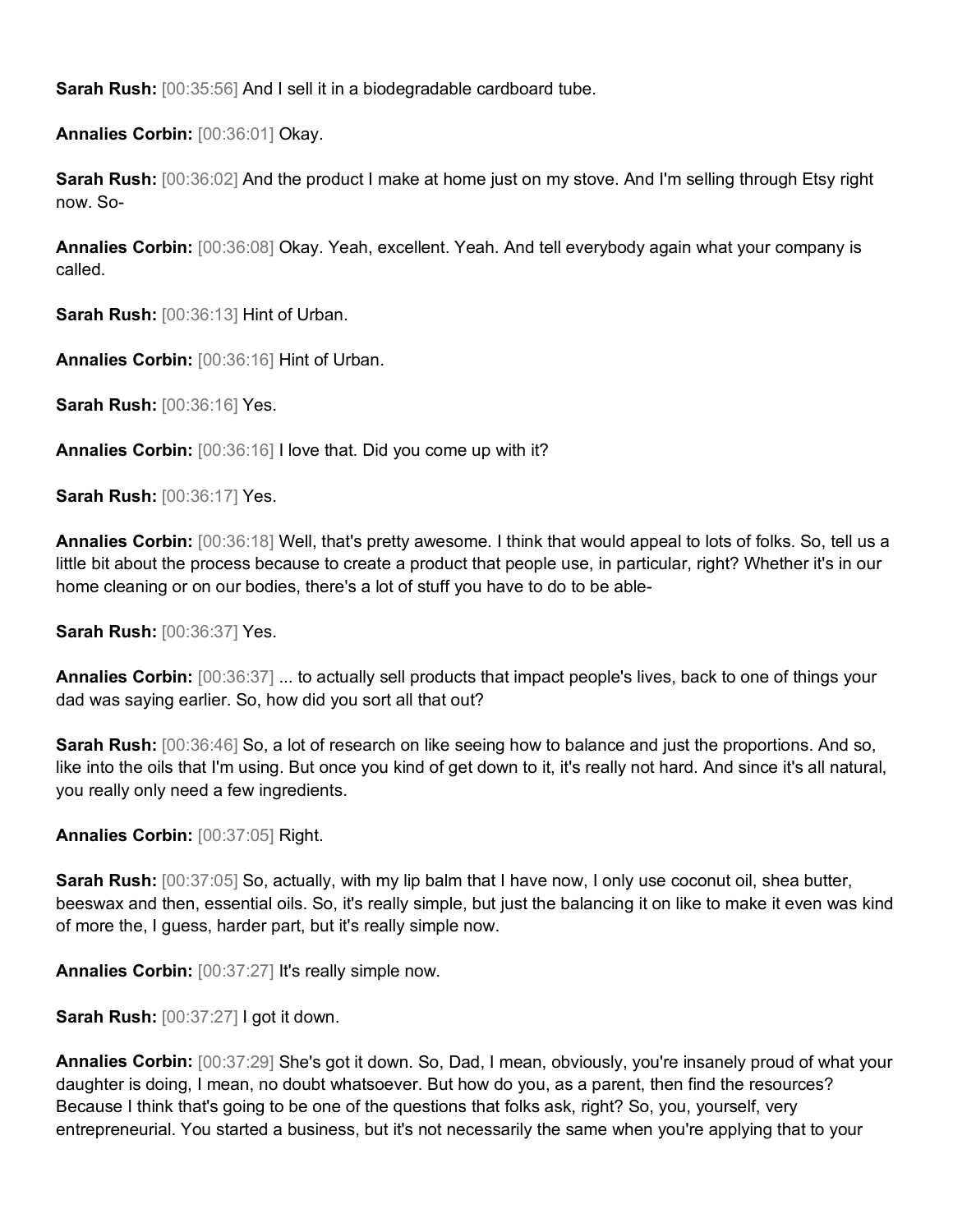**Sarah Rush:** [00:35:56] And I sell it in a biodegradable cardboard tube.

**Annalies Corbin:** [00:36:01] Okay.

**Sarah Rush:** [00:36:02] And the product I make at home just on my stove. And I'm selling through Etsy right now. So-

**Annalies Corbin:** [00:36:08] Okay. Yeah, excellent. Yeah. And tell everybody again what your company is called.

**Sarah Rush:** [00:36:13] Hint of Urban.

**Annalies Corbin:** [00:36:16] Hint of Urban.

**Sarah Rush:** [00:36:16] Yes.

**Annalies Corbin:** [00:36:16] I love that. Did you come up with it?

**Sarah Rush:** [00:36:17] Yes.

**Annalies Corbin:** [00:36:18] Well, that's pretty awesome. I think that would appeal to lots of folks. So, tell us a little bit about the process because to create a product that people use, in particular, right? Whether it's in our home cleaning or on our bodies, there's a lot of stuff you have to do to be able-

**Sarah Rush:** [00:36:37] Yes.

**Annalies Corbin:** [00:36:37] ... to actually sell products that impact people's lives, back to one of things your dad was saying earlier. So, how did you sort all that out?

**Sarah Rush:** [00:36:46] So, a lot of research on like seeing how to balance and just the proportions. And so, like into the oils that I'm using. But once you kind of get down to it, it's really not hard. And since it's all natural, you really only need a few ingredients.

**Annalies Corbin:** [00:37:05] Right.

**Sarah Rush:** [00:37:05] So, actually, with my lip balm that I have now, I only use coconut oil, shea butter, beeswax and then, essential oils. So, it's really simple, but just the balancing it on like to make it even was kind of more the, I guess, harder part, but it's really simple now.

**Annalies Corbin:** [00:37:27] It's really simple now.

**Sarah Rush:** [00:37:27] I got it down.

**Annalies Corbin:** [00:37:29] She's got it down. So, Dad, I mean, obviously, you're insanely proud of what your daughter is doing, I mean, no doubt whatsoever. But how do you, as a parent, then find the resources? Because I think that's going to be one of the questions that folks ask, right? So, you, yourself, very entrepreneurial. You started a business, but it's not necessarily the same when you're applying that to your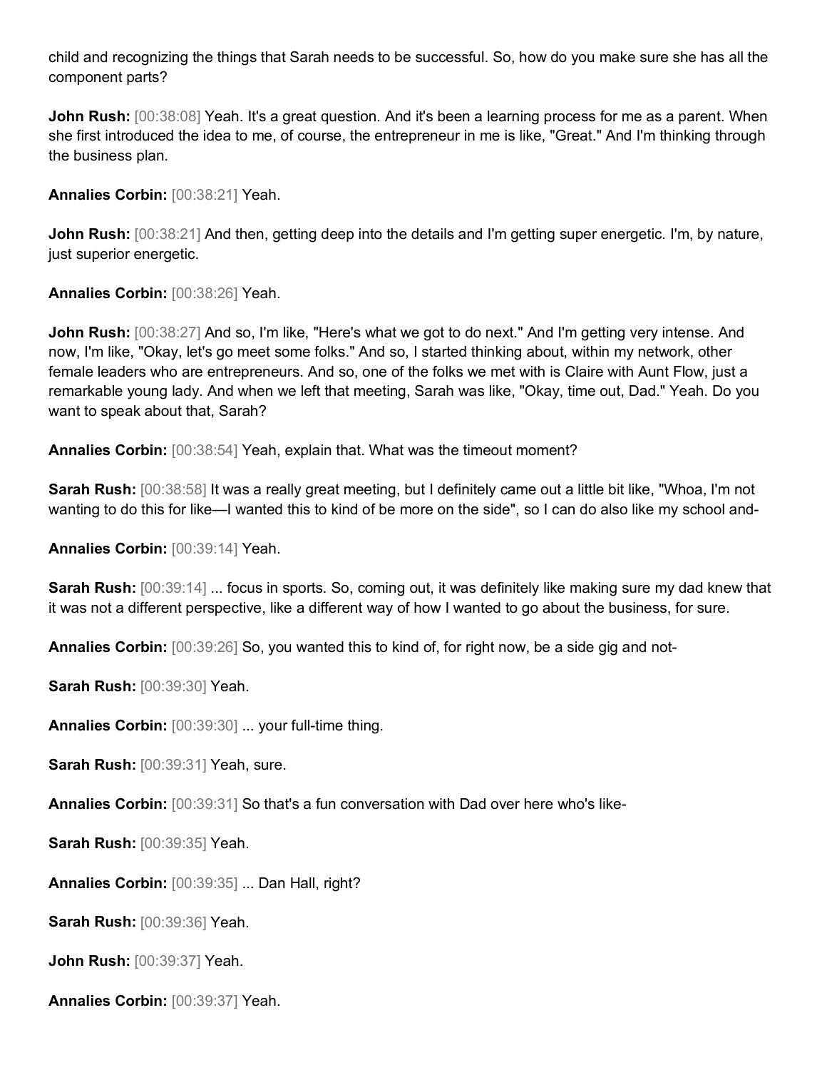child and recognizing the things that Sarah needs to be successful. So, how do you make sure she has all the component parts?

**John Rush:** [00:38:08] Yeah. It's a great question. And it's been a learning process for me as a parent. When she first introduced the idea to me, of course, the entrepreneur in me is like, "Great." And I'm thinking through the business plan.

**Annalies Corbin:** [00:38:21] Yeah.

**John Rush:** [00:38:21] And then, getting deep into the details and I'm getting super energetic. I'm, by nature, just superior energetic.

**Annalies Corbin:** [00:38:26] Yeah.

**John Rush:** [00:38:27] And so, I'm like, "Here's what we got to do next." And I'm getting very intense. And now, I'm like, "Okay, let's go meet some folks." And so, I started thinking about, within my network, other female leaders who are entrepreneurs. And so, one of the folks we met with is Claire with Aunt Flow, just a remarkable young lady. And when we left that meeting, Sarah was like, "Okay, time out, Dad." Yeah. Do you want to speak about that, Sarah?

**Annalies Corbin:** [00:38:54] Yeah, explain that. What was the timeout moment?

**Sarah Rush:** [00:38:58] It was a really great meeting, but I definitely came out a little bit like, "Whoa, I'm not wanting to do this for like—I wanted this to kind of be more on the side", so I can do also like my school and-

**Annalies Corbin:** [00:39:14] Yeah.

**Sarah Rush:** [00:39:14] ... focus in sports. So, coming out, it was definitely like making sure my dad knew that it was not a different perspective, like a different way of how I wanted to go about the business, for sure.

**Annalies Corbin:** [00:39:26] So, you wanted this to kind of, for right now, be a side gig and not-

**Sarah Rush:** [00:39:30] Yeah.

**Annalies Corbin:** [00:39:30] ... your full-time thing.

**Sarah Rush:** [00:39:31] Yeah, sure.

**Annalies Corbin:** [00:39:31] So that's a fun conversation with Dad over here who's like-

**Sarah Rush:** [00:39:35] Yeah.

**Annalies Corbin:** [00:39:35] ... Dan Hall, right?

**Sarah Rush:** [00:39:36] Yeah.

**John Rush:** [00:39:37] Yeah.

**Annalies Corbin:** [00:39:37] Yeah.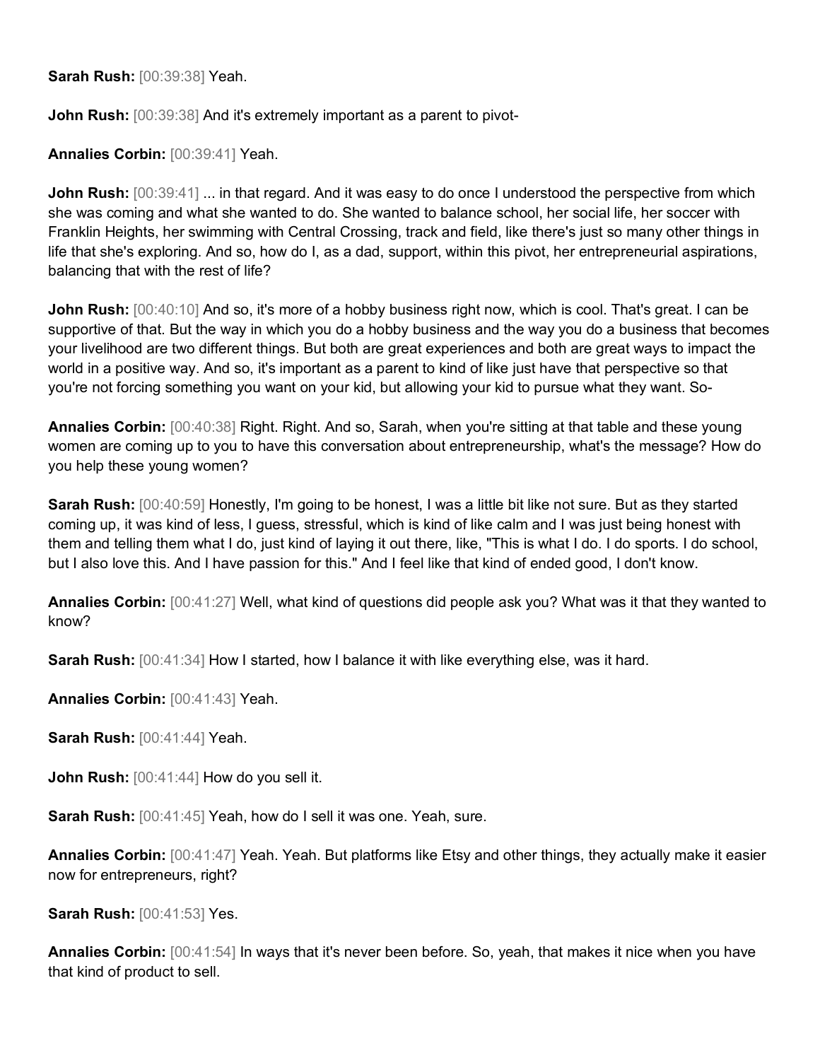**Sarah Rush:** [00:39:38] Yeah.

**John Rush:** [00:39:38] And it's extremely important as a parent to pivot-

**Annalies Corbin:** [00:39:41] Yeah.

**John Rush:** [00:39:41] ... in that regard. And it was easy to do once I understood the perspective from which she was coming and what she wanted to do. She wanted to balance school, her social life, her soccer with Franklin Heights, her swimming with Central Crossing, track and field, like there's just so many other things in life that she's exploring. And so, how do I, as a dad, support, within this pivot, her entrepreneurial aspirations, balancing that with the rest of life?

**John Rush:** [00:40:10] And so, it's more of a hobby business right now, which is cool. That's great. I can be supportive of that. But the way in which you do a hobby business and the way you do a business that becomes your livelihood are two different things. But both are great experiences and both are great ways to impact the world in a positive way. And so, it's important as a parent to kind of like just have that perspective so that you're not forcing something you want on your kid, but allowing your kid to pursue what they want. So-

**Annalies Corbin:** [00:40:38] Right. Right. And so, Sarah, when you're sitting at that table and these young women are coming up to you to have this conversation about entrepreneurship, what's the message? How do you help these young women?

**Sarah Rush:** [00:40:59] Honestly, I'm going to be honest, I was a little bit like not sure. But as they started coming up, it was kind of less, I guess, stressful, which is kind of like calm and I was just being honest with them and telling them what I do, just kind of laying it out there, like, "This is what I do. I do sports. I do school, but I also love this. And I have passion for this." And I feel like that kind of ended good, I don't know.

**Annalies Corbin:** [00:41:27] Well, what kind of questions did people ask you? What was it that they wanted to know?

**Sarah Rush:** [00:41:34] How I started, how I balance it with like everything else, was it hard.

**Annalies Corbin:** [00:41:43] Yeah.

**Sarah Rush:** [00:41:44] Yeah.

**John Rush:** [00:41:44] How do you sell it.

**Sarah Rush:** [00:41:45] Yeah, how do I sell it was one. Yeah, sure.

**Annalies Corbin:** [00:41:47] Yeah. Yeah. But platforms like Etsy and other things, they actually make it easier now for entrepreneurs, right?

**Sarah Rush:** [00:41:53] Yes.

**Annalies Corbin:** [00:41:54] In ways that it's never been before. So, yeah, that makes it nice when you have that kind of product to sell.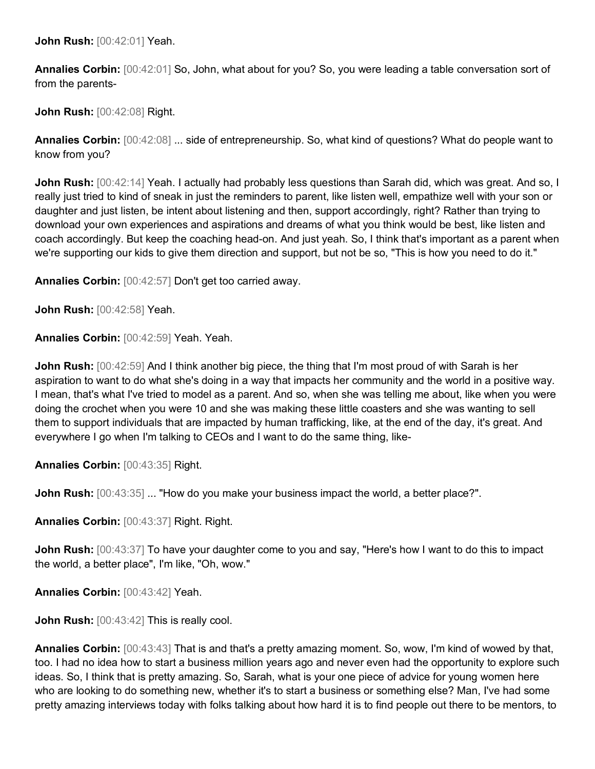**John Rush:** [00:42:01] Yeah.

**Annalies Corbin:** [00:42:01] So, John, what about for you? So, you were leading a table conversation sort of from the parents-

**John Rush:** [00:42:08] Right.

**Annalies Corbin:** [00:42:08] ... side of entrepreneurship. So, what kind of questions? What do people want to know from you?

**John Rush:** [00:42:14] Yeah. I actually had probably less questions than Sarah did, which was great. And so, I really just tried to kind of sneak in just the reminders to parent, like listen well, empathize well with your son or daughter and just listen, be intent about listening and then, support accordingly, right? Rather than trying to download your own experiences and aspirations and dreams of what you think would be best, like listen and coach accordingly. But keep the coaching head-on. And just yeah. So, I think that's important as a parent when we're supporting our kids to give them direction and support, but not be so, "This is how you need to do it."

**Annalies Corbin:** [00:42:57] Don't get too carried away.

**John Rush:** [00:42:58] Yeah.

**Annalies Corbin:** [00:42:59] Yeah. Yeah.

**John Rush:** [00:42:59] And I think another big piece, the thing that I'm most proud of with Sarah is her aspiration to want to do what she's doing in a way that impacts her community and the world in a positive way. I mean, that's what I've tried to model as a parent. And so, when she was telling me about, like when you were doing the crochet when you were 10 and she was making these little coasters and she was wanting to sell them to support individuals that are impacted by human trafficking, like, at the end of the day, it's great. And everywhere I go when I'm talking to CEOs and I want to do the same thing, like-

**Annalies Corbin:** [00:43:35] Right.

**John Rush:** [00:43:35] ... "How do you make your business impact the world, a better place?".

**Annalies Corbin:** [00:43:37] Right. Right.

**John Rush:** [00:43:37] To have your daughter come to you and say, "Here's how I want to do this to impact the world, a better place", I'm like, "Oh, wow."

**Annalies Corbin:** [00:43:42] Yeah.

**John Rush:** [00:43:42] This is really cool.

**Annalies Corbin:** [00:43:43] That is and that's a pretty amazing moment. So, wow, I'm kind of wowed by that, too. I had no idea how to start a business million years ago and never even had the opportunity to explore such ideas. So, I think that is pretty amazing. So, Sarah, what is your one piece of advice for young women here who are looking to do something new, whether it's to start a business or something else? Man, I've had some pretty amazing interviews today with folks talking about how hard it is to find people out there to be mentors, to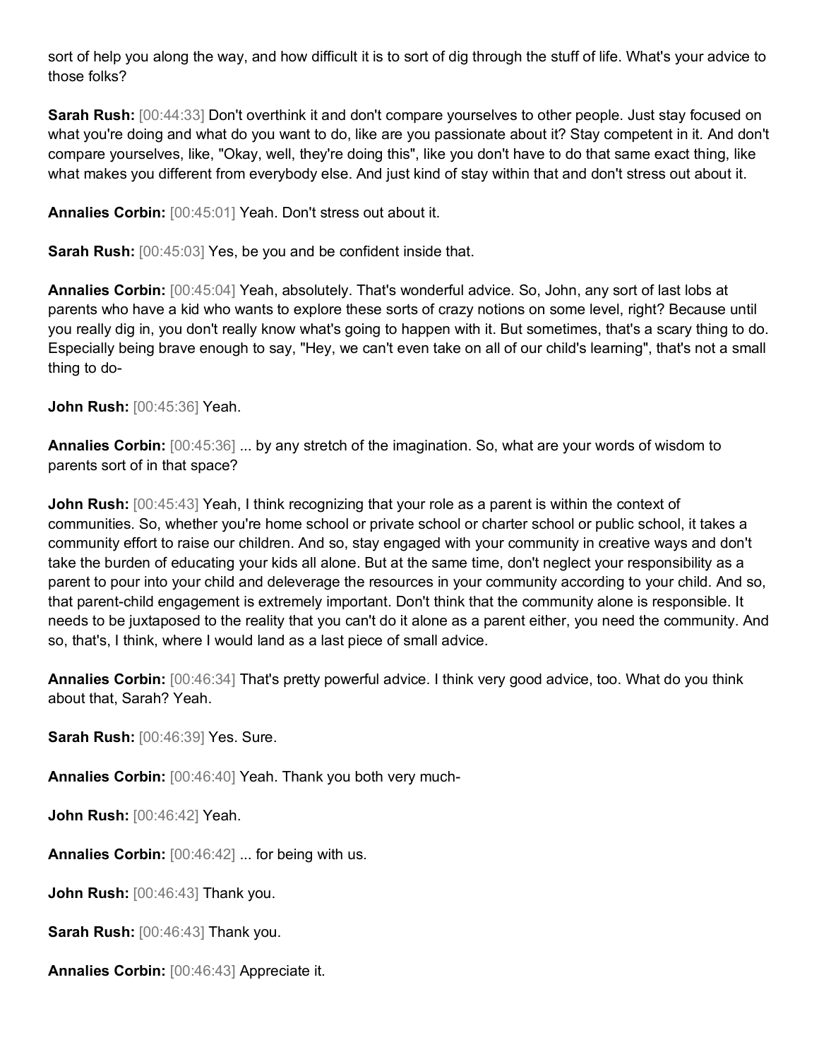sort of help you along the way, and how difficult it is to sort of dig through the stuff of life. What's your advice to those folks?

**Sarah Rush:** [00:44:33] Don't overthink it and don't compare yourselves to other people. Just stay focused on what you're doing and what do you want to do, like are you passionate about it? Stay competent in it. And don't compare yourselves, like, "Okay, well, they're doing this", like you don't have to do that same exact thing, like what makes you different from everybody else. And just kind of stay within that and don't stress out about it.

**Annalies Corbin:** [00:45:01] Yeah. Don't stress out about it.

**Sarah Rush:** [00:45:03] Yes, be you and be confident inside that.

**Annalies Corbin:** [00:45:04] Yeah, absolutely. That's wonderful advice. So, John, any sort of last lobs at parents who have a kid who wants to explore these sorts of crazy notions on some level, right? Because until you really dig in, you don't really know what's going to happen with it. But sometimes, that's a scary thing to do. Especially being brave enough to say, "Hey, we can't even take on all of our child's learning", that's not a small thing to do-

**John Rush:** [00:45:36] Yeah.

**Annalies Corbin:** [00:45:36] ... by any stretch of the imagination. So, what are your words of wisdom to parents sort of in that space?

**John Rush:** [00:45:43] Yeah, I think recognizing that your role as a parent is within the context of communities. So, whether you're home school or private school or charter school or public school, it takes a community effort to raise our children. And so, stay engaged with your community in creative ways and don't take the burden of educating your kids all alone. But at the same time, don't neglect your responsibility as a parent to pour into your child and deleverage the resources in your community according to your child. And so, that parent-child engagement is extremely important. Don't think that the community alone is responsible. It needs to be juxtaposed to the reality that you can't do it alone as a parent either, you need the community. And so, that's, I think, where I would land as a last piece of small advice.

**Annalies Corbin:** [00:46:34] That's pretty powerful advice. I think very good advice, too. What do you think about that, Sarah? Yeah.

**Sarah Rush:** [00:46:39] Yes. Sure.

**Annalies Corbin:** [00:46:40] Yeah. Thank you both very much-

**John Rush:** [00:46:42] Yeah.

**Annalies Corbin:** [00:46:42] ... for being with us.

**John Rush:** [00:46:43] Thank you.

**Sarah Rush:** [00:46:43] Thank you.

**Annalies Corbin:** [00:46:43] Appreciate it.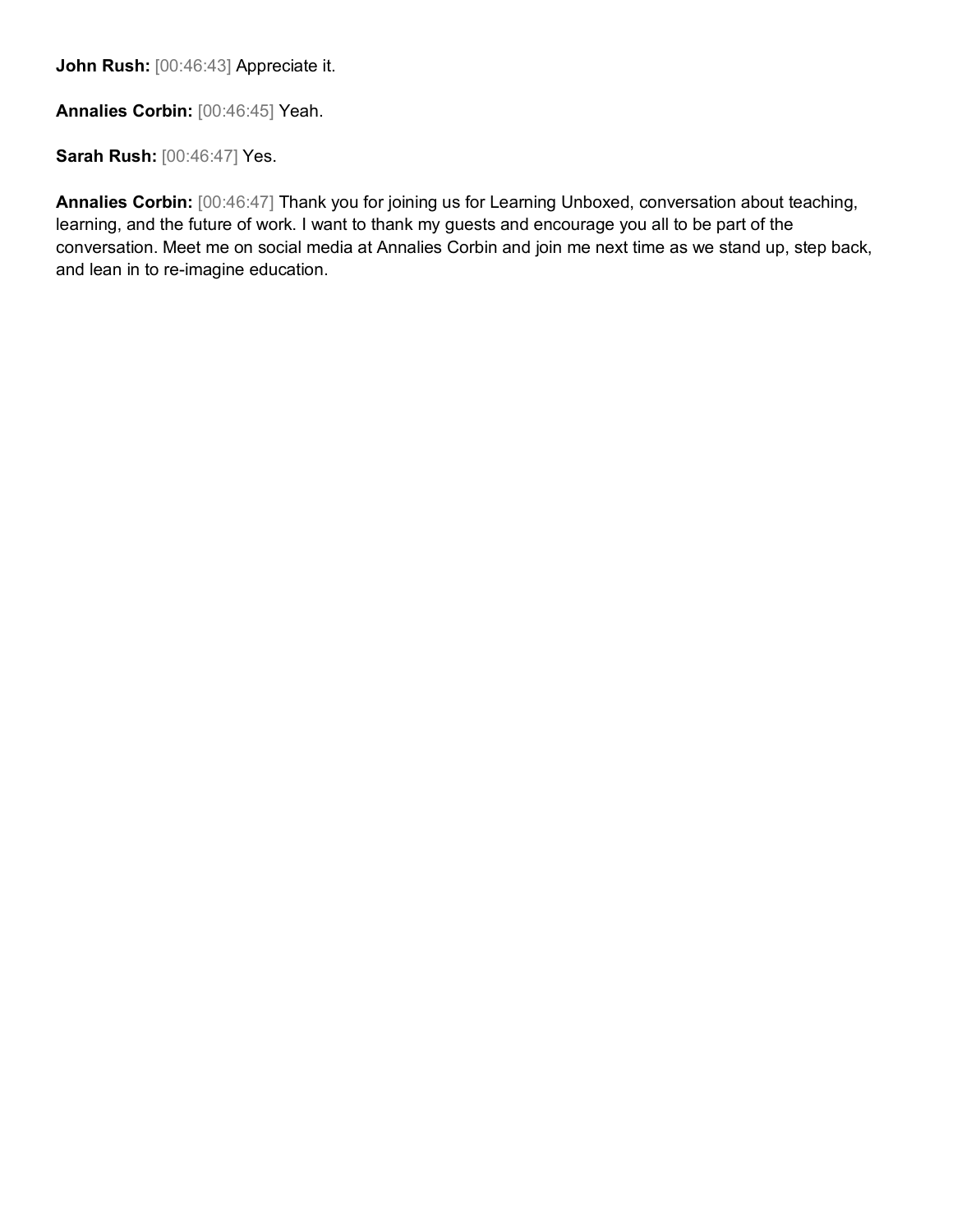**John Rush:** [00:46:43] Appreciate it.

**Annalies Corbin:** [00:46:45] Yeah.

**Sarah Rush:** [00:46:47] Yes.

**Annalies Corbin:** [00:46:47] Thank you for joining us for Learning Unboxed, conversation about teaching, learning, and the future of work. I want to thank my guests and encourage you all to be part of the conversation. Meet me on social media at Annalies Corbin and join me next time as we stand up, step back, and lean in to re-imagine education.